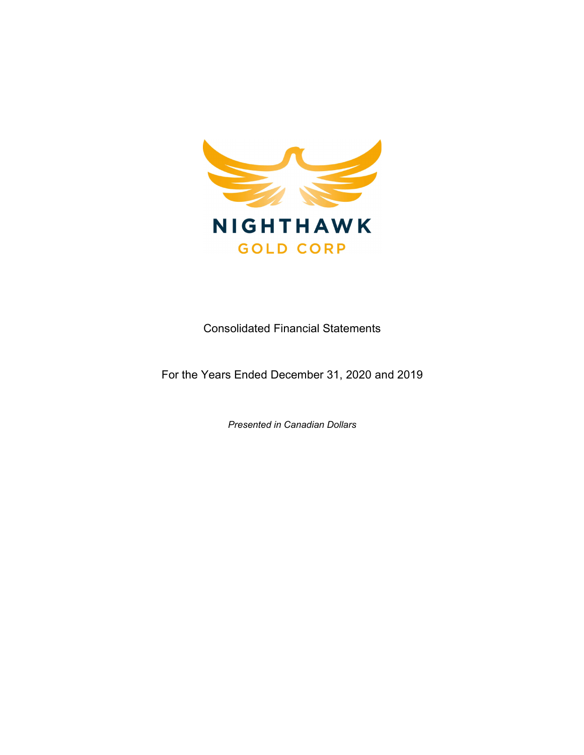NIGHTHAWK

GOLD CORP

# Consolidated Financial Statements

## For the Years Ended December 31, 2020 and 2019

*Presented in Canadian Dollars*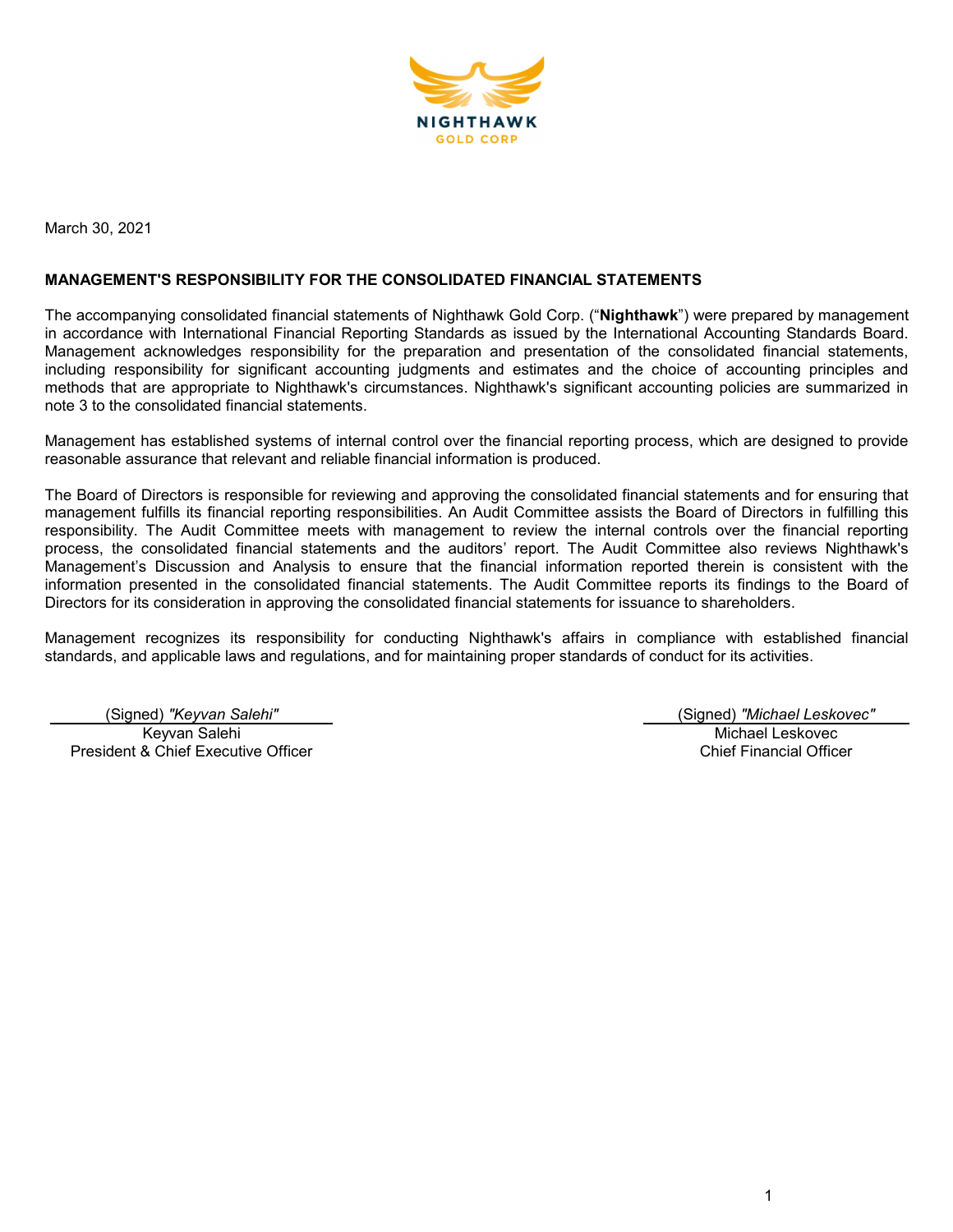NIGHTHAWK
GOLD CORP

March 30, 2021

**MANAGEMENT'S RESPONSIBILITY FOR THE CONSOLIDATED FINANCIAL STATEMENTS**

The accompanying consolidated financial statements of Nighthawk Gold Corp. ("**Nighthawk**") were prepared by management in accordance with International Financial Reporting Standards as issued by the International Accounting Standards Board. Management acknowledges responsibility for the preparation and presentation of the consolidated financial statements, including responsibility for significant accounting judgments and estimates and the choice of accounting principles and methods that are appropriate to Nighthawk's circumstances. Nighthawk's significant accounting policies are summarized in note 3 to the consolidated financial statements.

Management has established systems of internal control over the financial reporting process, which are designed to provide reasonable assurance that relevant and reliable financial information is produced.

The Board of Directors is responsible for reviewing and approving the consolidated financial statements and for ensuring that management fulfills its financial reporting responsibilities. An Audit Committee assists the Board of Directors in fulfilling this responsibility. The Audit Committee meets with management to review the internal controls over the financial reporting process, the consolidated financial statements and the auditors' report. The Audit Committee also reviews Nighthawk's Management's Discussion and Analysis to ensure that the financial information reported therein is consistent with the information presented in the consolidated financial statements. The Audit Committee reports its findings to the Board of Directors for its consideration in approving the consolidated financial statements for issuance to shareholders.

Management recognizes its responsibility for conducting Nighthawk's affairs in compliance with established financial standards, and applicable laws and regulations, and for maintaining proper standards of conduct for its activities.

(Signed) *"Keyvan Salehi"*
Keyvan Salehi
President & Chief Executive Officer

(Signed) *"Michael Leskovec"*
Michael Leskovec
Chief Financial Officer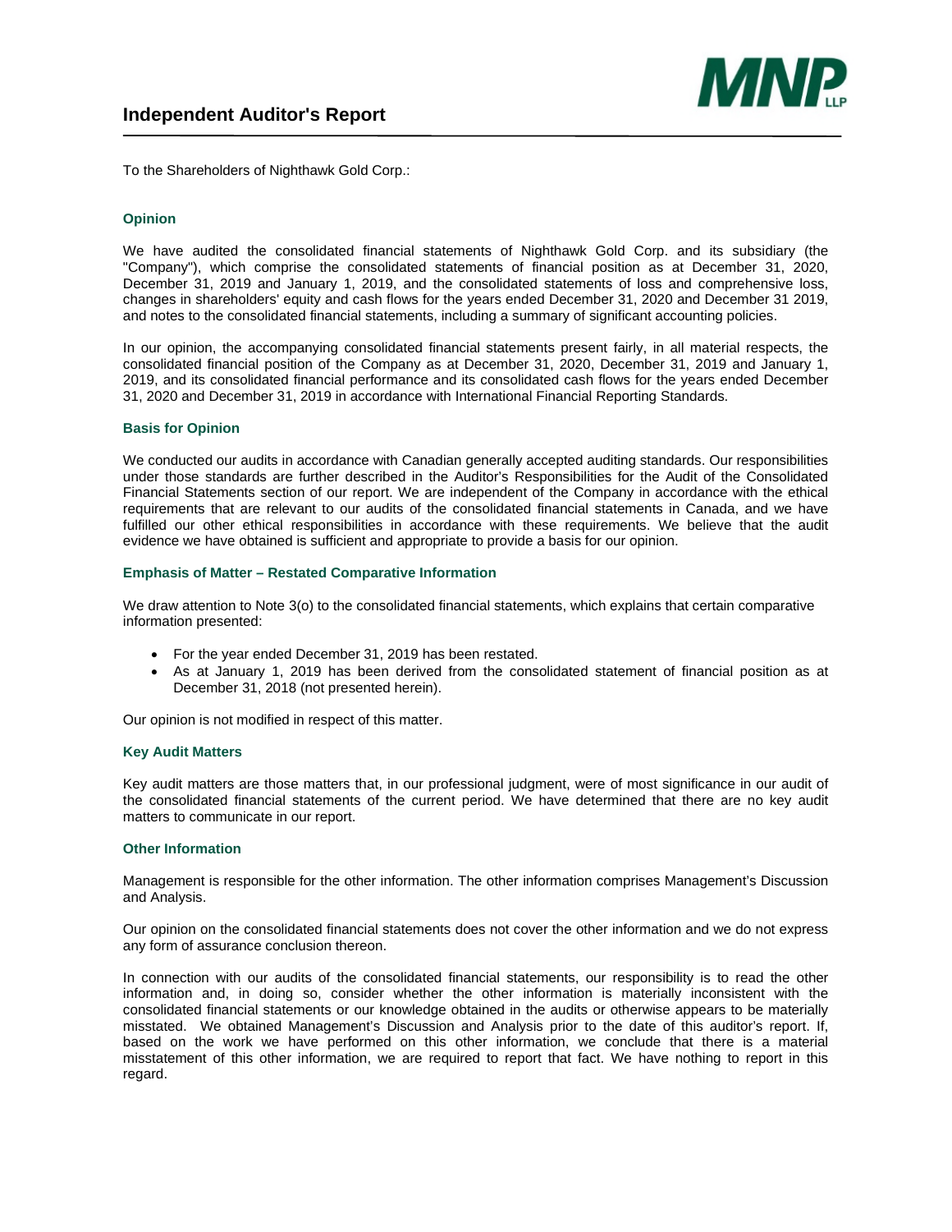# Independent Auditor's Report

To the Shareholders of Nighthawk Gold Corp.:

## Opinion

We have audited the consolidated financial statements of Nighthawk Gold Corp. and its subsidiary (the "Company"), which comprise the consolidated statements of financial position as at December 31, 2020, December 31, 2019 and January 1, 2019, and the consolidated statements of loss and comprehensive loss, changes in shareholders' equity and cash flows for the years ended December 31, 2020 and December 31 2019, and notes to the consolidated financial statements, including a summary of significant accounting policies.

In our opinion, the accompanying consolidated financial statements present fairly, in all material respects, the consolidated financial position of the Company as at December 31, 2020, December 31, 2019 and January 1, 2019, and its consolidated financial performance and its consolidated cash flows for the years ended December 31, 2020 and December 31, 2019 in accordance with International Financial Reporting Standards.

## Basis for Opinion

We conducted our audits in accordance with Canadian generally accepted auditing standards. Our responsibilities under those standards are further described in the Auditor's Responsibilities for the Audit of the Consolidated Financial Statements section of our report. We are independent of the Company in accordance with the ethical requirements that are relevant to our audits of the consolidated financial statements in Canada, and we have fulfilled our other ethical responsibilities in accordance with these requirements. We believe that the audit evidence we have obtained is sufficient and appropriate to provide a basis for our opinion.

## Emphasis of Matter – Restated Comparative Information

We draw attention to Note 3(o) to the consolidated financial statements, which explains that certain comparative information presented:

- For the year ended December 31, 2019 has been restated.
- As at January 1, 2019 has been derived from the consolidated statement of financial position as at December 31, 2018 (not presented herein).

Our opinion is not modified in respect of this matter.

## Key Audit Matters

Key audit matters are those matters that, in our professional judgment, were of most significance in our audit of the consolidated financial statements of the current period. We have determined that there are no key audit matters to communicate in our report.

## Other Information

Management is responsible for the other information. The other information comprises Management's Discussion and Analysis.

Our opinion on the consolidated financial statements does not cover the other information and we do not express any form of assurance conclusion thereon.

In connection with our audits of the consolidated financial statements, our responsibility is to read the other information and, in doing so, consider whether the other information is materially inconsistent with the consolidated financial statements or our knowledge obtained in the audits or otherwise appears to be materially misstated. We obtained Management's Discussion and Analysis prior to the date of this auditor's report. If, based on the work we have performed on this other information, we conclude that there is a material misstatement of this other information, we are required to report that fact. We have nothing to report in this regard.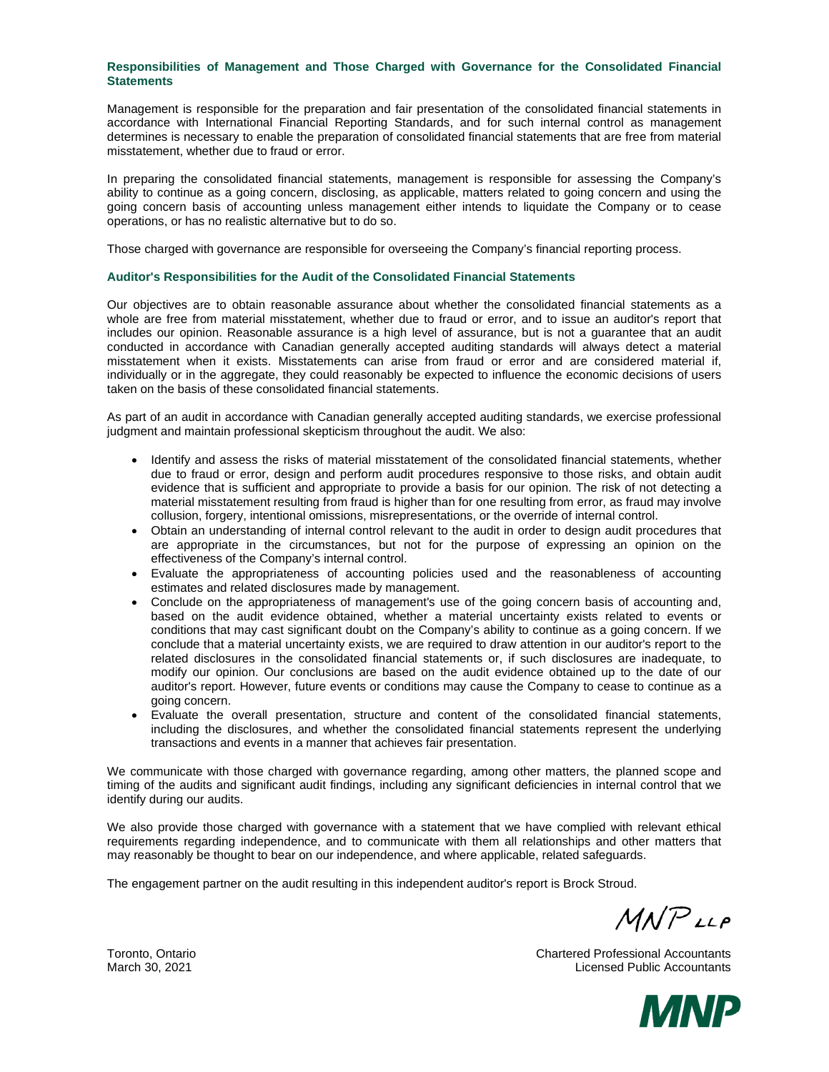### Responsibilities of Management and Those Charged with Governance for the Consolidated Financial Statements

Management is responsible for the preparation and fair presentation of the consolidated financial statements in accordance with International Financial Reporting Standards, and for such internal control as management determines is necessary to enable the preparation of consolidated financial statements that are free from material misstatement, whether due to fraud or error.

In preparing the consolidated financial statements, management is responsible for assessing the Company's ability to continue as a going concern, disclosing, as applicable, matters related to going concern and using the going concern basis of accounting unless management either intends to liquidate the Company or to cease operations, or has no realistic alternative but to do so.

Those charged with governance are responsible for overseeing the Company's financial reporting process.

### Auditor's Responsibilities for the Audit of the Consolidated Financial Statements

Our objectives are to obtain reasonable assurance about whether the consolidated financial statements as a whole are free from material misstatement, whether due to fraud or error, and to issue an auditor's report that includes our opinion. Reasonable assurance is a high level of assurance, but is not a guarantee that an audit conducted in accordance with Canadian generally accepted auditing standards will always detect a material misstatement when it exists. Misstatements can arise from fraud or error and are considered material if, individually or in the aggregate, they could reasonably be expected to influence the economic decisions of users taken on the basis of these consolidated financial statements.

As part of an audit in accordance with Canadian generally accepted auditing standards, we exercise professional judgment and maintain professional skepticism throughout the audit. We also:

- Identify and assess the risks of material misstatement of the consolidated financial statements, whether due to fraud or error, design and perform audit procedures responsive to those risks, and obtain audit evidence that is sufficient and appropriate to provide a basis for our opinion. The risk of not detecting a material misstatement resulting from fraud is higher than for one resulting from error, as fraud may involve collusion, forgery, intentional omissions, misrepresentations, or the override of internal control.
- Obtain an understanding of internal control relevant to the audit in order to design audit procedures that are appropriate in the circumstances, but not for the purpose of expressing an opinion on the effectiveness of the Company's internal control.
- Evaluate the appropriateness of accounting policies used and the reasonableness of accounting estimates and related disclosures made by management.
- Conclude on the appropriateness of management's use of the going concern basis of accounting and, based on the audit evidence obtained, whether a material uncertainty exists related to events or conditions that may cast significant doubt on the Company's ability to continue as a going concern. If we conclude that a material uncertainty exists, we are required to draw attention in our auditor's report to the related disclosures in the consolidated financial statements or, if such disclosures are inadequate, to modify our opinion. Our conclusions are based on the audit evidence obtained up to the date of our auditor's report. However, future events or conditions may cause the Company to cease to continue as a going concern.
- Evaluate the overall presentation, structure and content of the consolidated financial statements, including the disclosures, and whether the consolidated financial statements represent the underlying transactions and events in a manner that achieves fair presentation.

We communicate with those charged with governance regarding, among other matters, the planned scope and timing of the audits and significant audit findings, including any significant deficiencies in internal control that we identify during our audits.

We also provide those charged with governance with a statement that we have complied with relevant ethical requirements regarding independence, and to communicate with them all relationships and other matters that may reasonably be thought to bear on our independence, and where applicable, related safeguards.

The engagement partner on the audit resulting in this independent auditor's report is Brock Stroud.

MNP LLP

Toronto, Ontario
March 30, 2021

Chartered Professional Accountants
Licensed Public Accountants

MNP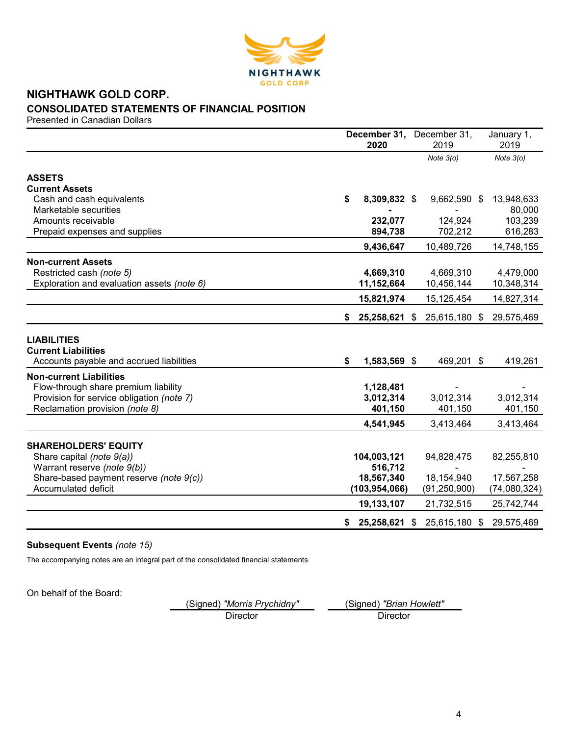# NIGHTHAWK GOLD CORP.

## CONSOLIDATED STATEMENTS OF FINANCIAL POSITION

Presented in Canadian Dollars

| | **December 31, 2020** | December 31, 2019 | January 1, 2019 |
|---|---|---|---|
| | | *Note 3(o)* | *Note 3(o)* |
| **ASSETS** | | | |
| **Current Assets** | | | |
| Cash and cash equivalents | **$ 8,309,832** | $ 9,662,590 | $ 13,948,633 |
| Marketable securities | **-** | - | 80,000 |
| Amounts receivable | **232,077** | 124,924 | 103,239 |
| Prepaid expenses and supplies | **894,738** | 702,212 | 616,283 |
| | **9,436,647** | 10,489,726 | 14,748,155 |
| **Non-current Assets** | | | |
| Restricted cash *(note 5)* | **4,669,310** | 4,669,310 | 4,479,000 |
| Exploration and evaluation assets *(note 6)* | **11,152,664** | 10,456,144 | 10,348,314 |
| | **15,821,974** | 15,125,454 | 14,827,314 |
| | **$ 25,258,621** | $ 25,615,180 | $ 29,575,469 |
| **LIABILITIES** | | | |
| **Current Liabilities** | | | |
| Accounts payable and accrued liabilities | **$ 1,583,569** | $ 469,201 | $ 419,261 |
| **Non-current Liabilities** | | | |
| Flow-through share premium liability | **1,128,481** | - | - |
| Provision for service obligation *(note 7)* | **3,012,314** | 3,012,314 | 3,012,314 |
| Reclamation provision *(note 8)* | **401,150** | 401,150 | 401,150 |
| | **4,541,945** | 3,413,464 | 3,413,464 |
| **SHAREHOLDERS' EQUITY** | | | |
| Share capital *(note 9(a))* | **104,003,121** | 94,828,475 | 82,255,810 |
| Warrant reserve *(note 9(b))* | **516,712** | - | - |
| Share-based payment reserve *(note 9(c))* | **18,567,340** | 18,154,940 | 17,567,258 |
| Accumulated deficit | **(103,954,066)** | (91,250,900) | (74,080,324) |
| | **19,133,107** | 21,732,515 | 25,742,744 |
| | **$ 25,258,621** | $ 25,615,180 | $ 29,575,469 |

**Subsequent Events** *(note 15)*

The accompanying notes are an integral part of the consolidated financial statements

On behalf of the Board:

(Signed) *"Morris Prychidny"*
Director

(Signed) *"Brian Howlett"*
Director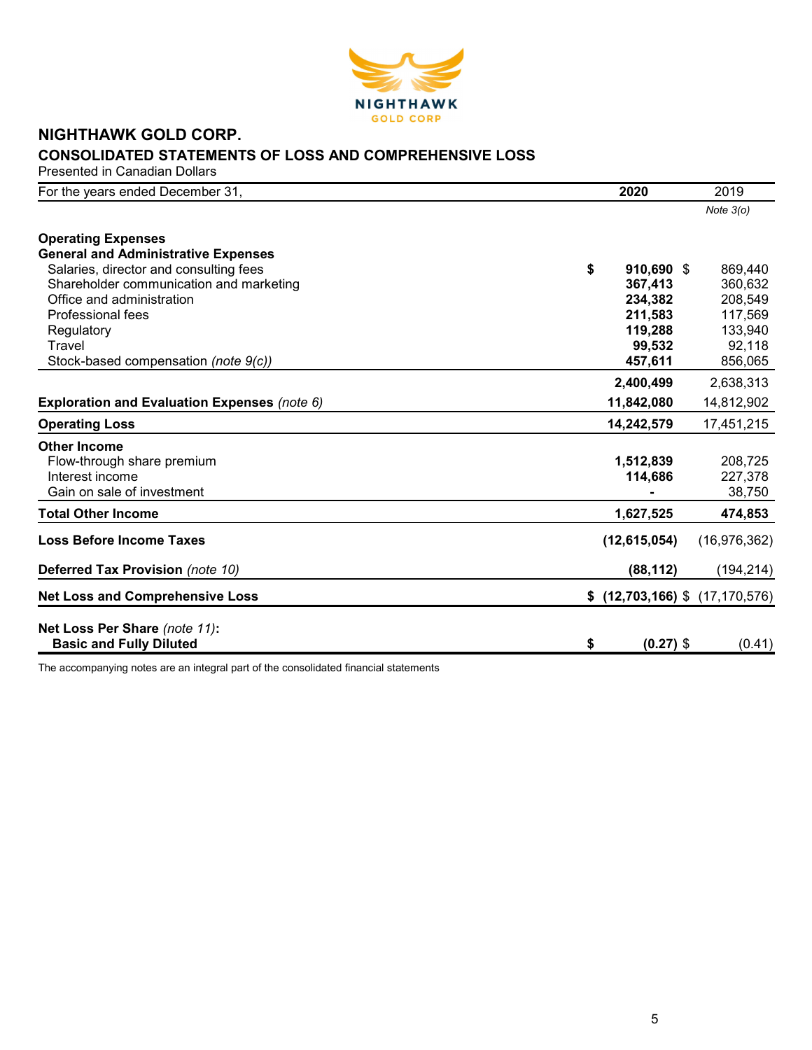# NIGHTHAWK GOLD CORP.

## CONSOLIDATED STATEMENTS OF LOSS AND COMPREHENSIVE LOSS

Presented in Canadian Dollars

| For the years ended December 31, | 2020 | 2019 |
|---|---|---|
| | | *Note 3(o)* |
| **Operating Expenses** | | |
| **General and Administrative Expenses** | | |
| Salaries, director and consulting fees | $ **910,690** | $ 869,440 |
| Shareholder communication and marketing | **367,413** | 360,632 |
| Office and administration | **234,382** | 208,549 |
| Professional fees | **211,583** | 117,569 |
| Regulatory | **119,288** | 133,940 |
| Travel | **99,532** | 92,118 |
| Stock-based compensation *(note 9(c))* | **457,611** | 856,065 |
| | **2,400,499** | 2,638,313 |
| **Exploration and Evaluation Expenses** *(note 6)* | **11,842,080** | 14,812,902 |
| **Operating Loss** | **14,242,579** | 17,451,215 |
| **Other Income** | | |
| Flow-through share premium | **1,512,839** | 208,725 |
| Interest income | **114,686** | 227,378 |
| Gain on sale of investment | **-** | 38,750 |
| **Total Other Income** | **1,627,525** | **474,853** |
| **Loss Before Income Taxes** | **(12,615,054)** | (16,976,362) |
| **Deferred Tax Provision** *(note 10)* | **(88,112)** | (194,214) |
| **Net Loss and Comprehensive Loss** | **$ (12,703,166)** | $ (17,170,576) |
| **Net Loss Per Share** *(note 11)*: **Basic and Fully Diluted** | **$ (0.27)** | $ (0.41) |

The accompanying notes are an integral part of the consolidated financial statements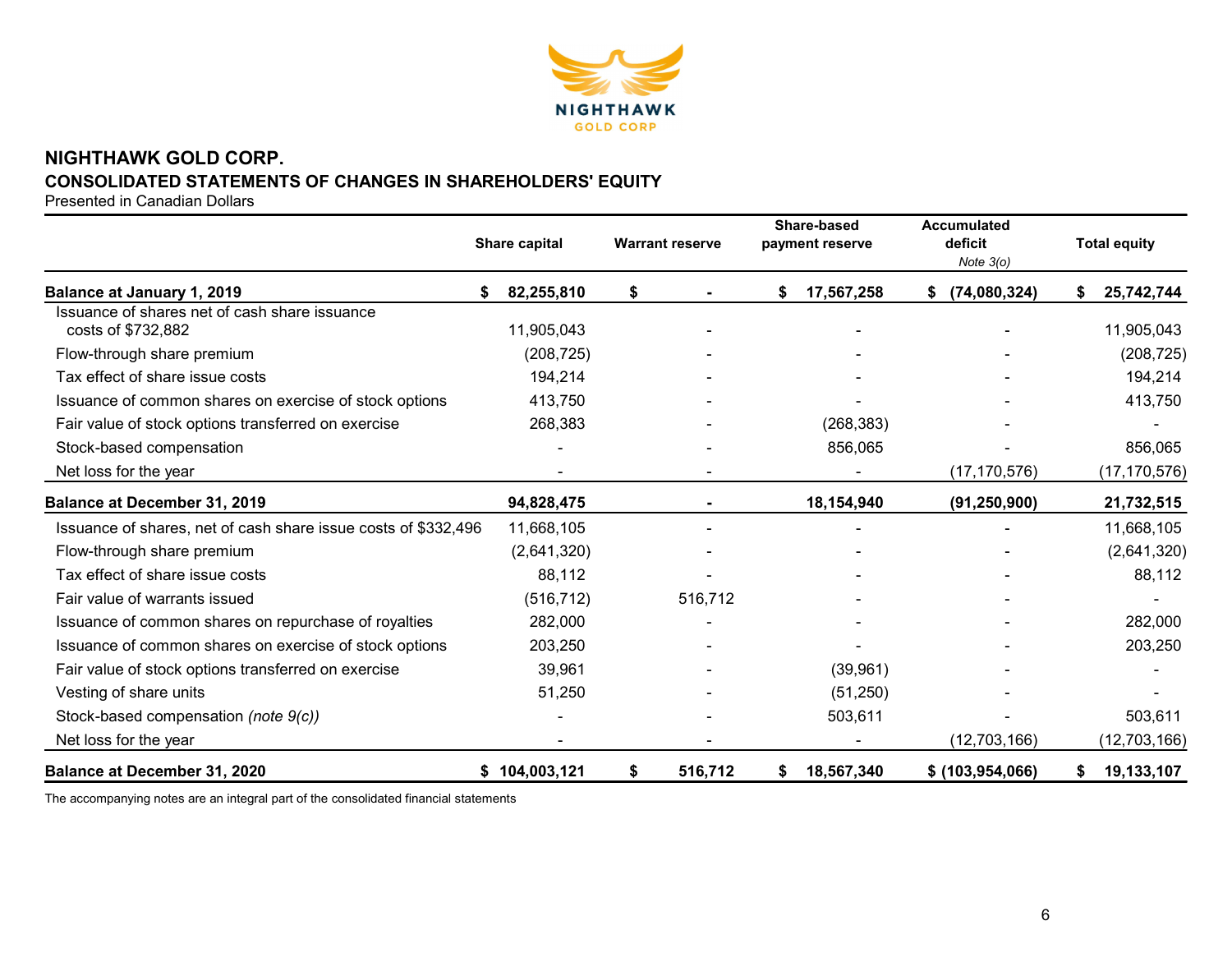# NIGHTHAWK GOLD CORP.

## CONSOLIDATED STATEMENTS OF CHANGES IN SHAREHOLDERS' EQUITY

Presented in Canadian Dollars

| | Share capital | Warrant reserve | Share-based payment reserve | Accumulated deficit *Note 3(o)* | Total equity |
|---|---|---|---|---|---|
| **Balance at January 1, 2019** | **$ 82,255,810** | **$ -** | **$ 17,567,258** | **$ (74,080,324)** | **$ 25,742,744** |
| Issuance of shares net of cash share issuance costs of $732,882 | 11,905,043 | - | - | - | 11,905,043 |
| Flow-through share premium | (208,725) | - | - | - | (208,725) |
| Tax effect of share issue costs | 194,214 | - | - | - | 194,214 |
| Issuance of common shares on exercise of stock options | 413,750 | - | - | - | 413,750 |
| Fair value of stock options transferred on exercise | 268,383 | - | (268,383) | - | - |
| Stock-based compensation | - | - | 856,065 | - | 856,065 |
| Net loss for the year | - | - | - | (17,170,576) | (17,170,576) |
| **Balance at December 31, 2019** | **94,828,475** | **-** | **18,154,940** | **(91,250,900)** | **21,732,515** |
| Issuance of shares, net of cash share issue costs of $332,496 | 11,668,105 | - | - | - | 11,668,105 |
| Flow-through share premium | (2,641,320) | - | - | - | (2,641,320) |
| Tax effect of share issue costs | 88,112 | - | - | - | 88,112 |
| Fair value of warrants issued | (516,712) | 516,712 | - | - | - |
| Issuance of common shares on repurchase of royalties | 282,000 | - | - | - | 282,000 |
| Issuance of common shares on exercise of stock options | 203,250 | - | - | - | 203,250 |
| Fair value of stock options transferred on exercise | 39,961 | - | (39,961) | - | - |
| Vesting of share units | 51,250 | - | (51,250) | - | - |
| Stock-based compensation *(note 9(c))* | - | - | 503,611 | - | 503,611 |
| Net loss for the year | - | - | - | (12,703,166) | (12,703,166) |
| **Balance at December 31, 2020** | **$ 104,003,121** | **$ 516,712** | **$ 18,567,340** | **$ (103,954,066)** | **$ 19,133,107** |

The accompanying notes are an integral part of the consolidated financial statements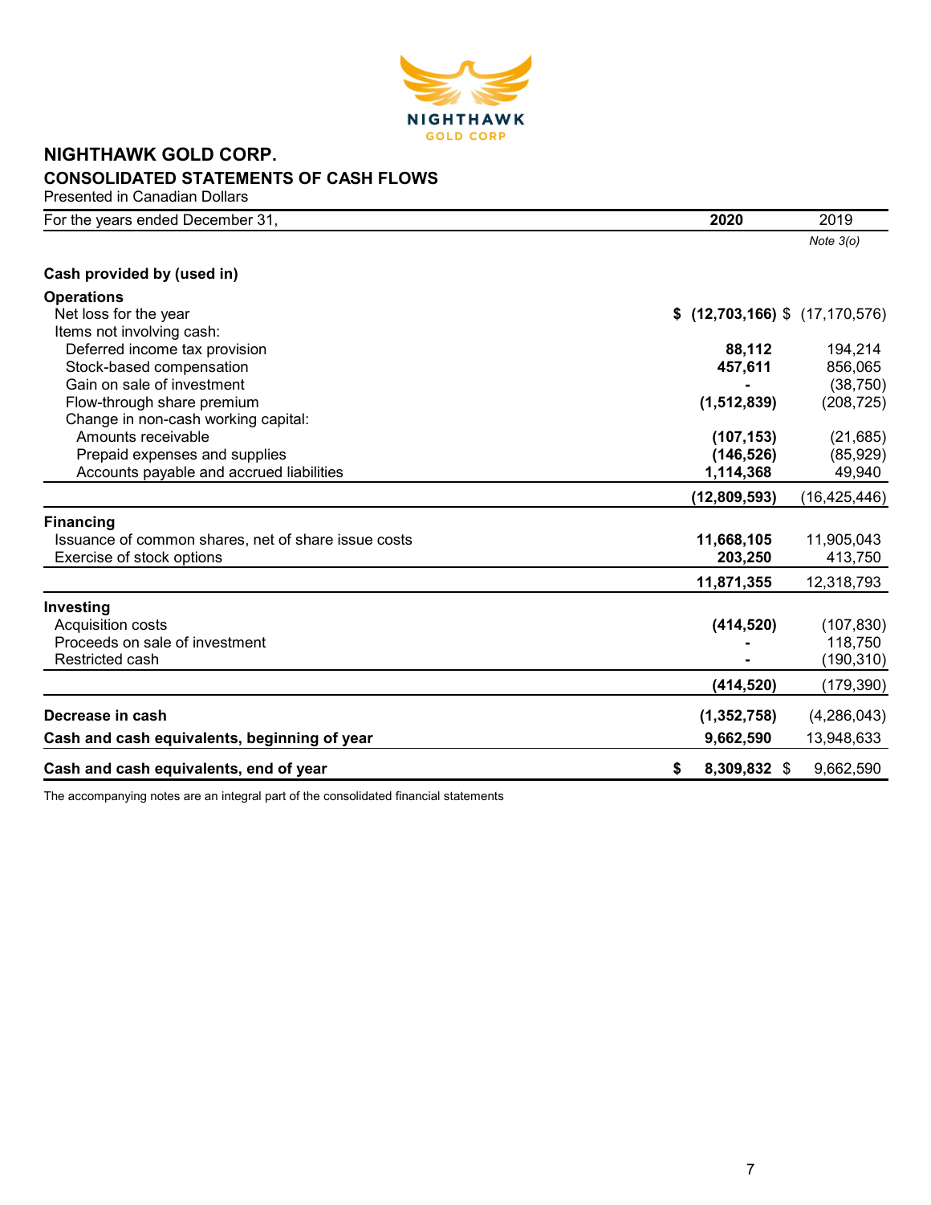# NIGHTHAWK GOLD CORP.

## CONSOLIDATED STATEMENTS OF CASH FLOWS

Presented in Canadian Dollars

| For the years ended December 31, | **2020** | 2019 |
|---|---|---|
| | | *Note 3(o)* |
| **Cash provided by (used in)** | | |
| **Operations** | | |
| Net loss for the year | **$ (12,703,166)** | $ (17,170,576) |
| Items not involving cash: | | |
| Deferred income tax provision | **88,112** | 194,214 |
| Stock-based compensation | **457,611** | 856,065 |
| Gain on sale of investment | **-** | (38,750) |
| Flow-through share premium | **(1,512,839)** | (208,725) |
| Change in non-cash working capital: | | |
| Amounts receivable | **(107,153)** | (21,685) |
| Prepaid expenses and supplies | **(146,526)** | (85,929) |
| Accounts payable and accrued liabilities | **1,114,368** | 49,940 |
| | **(12,809,593)** | (16,425,446) |
| **Financing** | | |
| Issuance of common shares, net of share issue costs | **11,668,105** | 11,905,043 |
| Exercise of stock options | **203,250** | 413,750 |
| | **11,871,355** | 12,318,793 |
| **Investing** | | |
| Acquisition costs | **(414,520)** | (107,830) |
| Proceeds on sale of investment | **-** | 118,750 |
| Restricted cash | **-** | (190,310) |
| | **(414,520)** | (179,390) |
| **Decrease in cash** | **(1,352,758)** | (4,286,043) |
| **Cash and cash equivalents, beginning of year** | **9,662,590** | 13,948,633 |
| **Cash and cash equivalents, end of year** | **$ 8,309,832** | $ 9,662,590 |

The accompanying notes are an integral part of the consolidated financial statements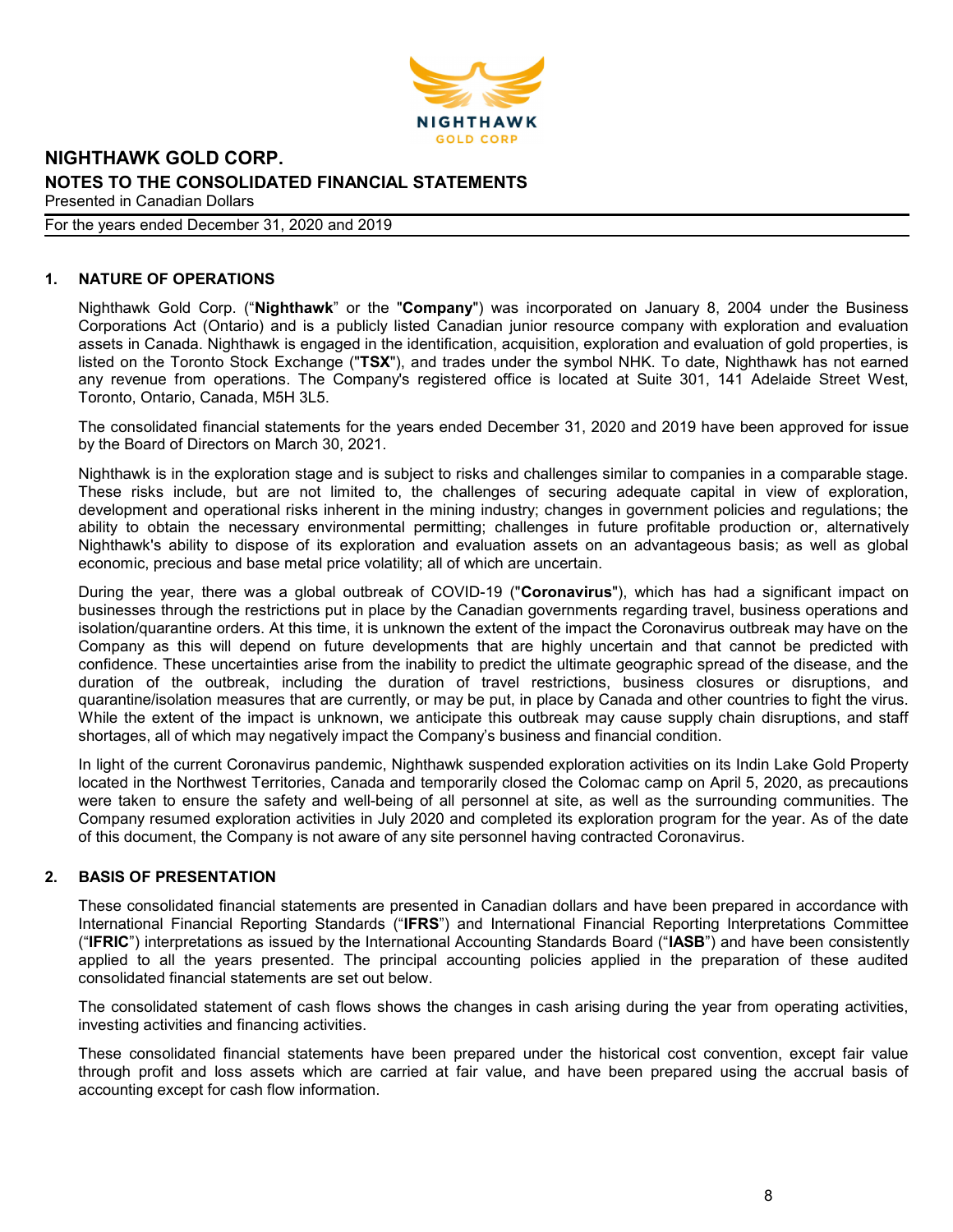# NIGHTHAWK GOLD CORP.

## NOTES TO THE CONSOLIDATED FINANCIAL STATEMENTS

Presented in Canadian Dollars

For the years ended December 31, 2020 and 2019

### 1. NATURE OF OPERATIONS

Nighthawk Gold Corp. ("**Nighthawk**" or the "**Company**") was incorporated on January 8, 2004 under the Business Corporations Act (Ontario) and is a publicly listed Canadian junior resource company with exploration and evaluation assets in Canada. Nighthawk is engaged in the identification, acquisition, exploration and evaluation of gold properties, is listed on the Toronto Stock Exchange ("**TSX**"), and trades under the symbol NHK. To date, Nighthawk has not earned any revenue from operations. The Company's registered office is located at Suite 301, 141 Adelaide Street West, Toronto, Ontario, Canada, M5H 3L5.

The consolidated financial statements for the years ended December 31, 2020 and 2019 have been approved for issue by the Board of Directors on March 30, 2021.

Nighthawk is in the exploration stage and is subject to risks and challenges similar to companies in a comparable stage. These risks include, but are not limited to, the challenges of securing adequate capital in view of exploration, development and operational risks inherent in the mining industry; changes in government policies and regulations; the ability to obtain the necessary environmental permitting; challenges in future profitable production or, alternatively Nighthawk's ability to dispose of its exploration and evaluation assets on an advantageous basis; as well as global economic, precious and base metal price volatility; all of which are uncertain.

During the year, there was a global outbreak of COVID-19 ("**Coronavirus**"), which has had a significant impact on businesses through the restrictions put in place by the Canadian governments regarding travel, business operations and isolation/quarantine orders. At this time, it is unknown the extent of the impact the Coronavirus outbreak may have on the Company as this will depend on future developments that are highly uncertain and that cannot be predicted with confidence. These uncertainties arise from the inability to predict the ultimate geographic spread of the disease, and the duration of the outbreak, including the duration of travel restrictions, business closures or disruptions, and quarantine/isolation measures that are currently, or may be put, in place by Canada and other countries to fight the virus. While the extent of the impact is unknown, we anticipate this outbreak may cause supply chain disruptions, and staff shortages, all of which may negatively impact the Company's business and financial condition.

In light of the current Coronavirus pandemic, Nighthawk suspended exploration activities on its Indin Lake Gold Property located in the Northwest Territories, Canada and temporarily closed the Colomac camp on April 5, 2020, as precautions were taken to ensure the safety and well-being of all personnel at site, as well as the surrounding communities. The Company resumed exploration activities in July 2020 and completed its exploration program for the year. As of the date of this document, the Company is not aware of any site personnel having contracted Coronavirus.

### 2. BASIS OF PRESENTATION

These consolidated financial statements are presented in Canadian dollars and have been prepared in accordance with International Financial Reporting Standards ("**IFRS**") and International Financial Reporting Interpretations Committee ("**IFRIC**") interpretations as issued by the International Accounting Standards Board ("**IASB**") and have been consistently applied to all the years presented. The principal accounting policies applied in the preparation of these audited consolidated financial statements are set out below.

The consolidated statement of cash flows shows the changes in cash arising during the year from operating activities, investing activities and financing activities.

These consolidated financial statements have been prepared under the historical cost convention, except fair value through profit and loss assets which are carried at fair value, and have been prepared using the accrual basis of accounting except for cash flow information.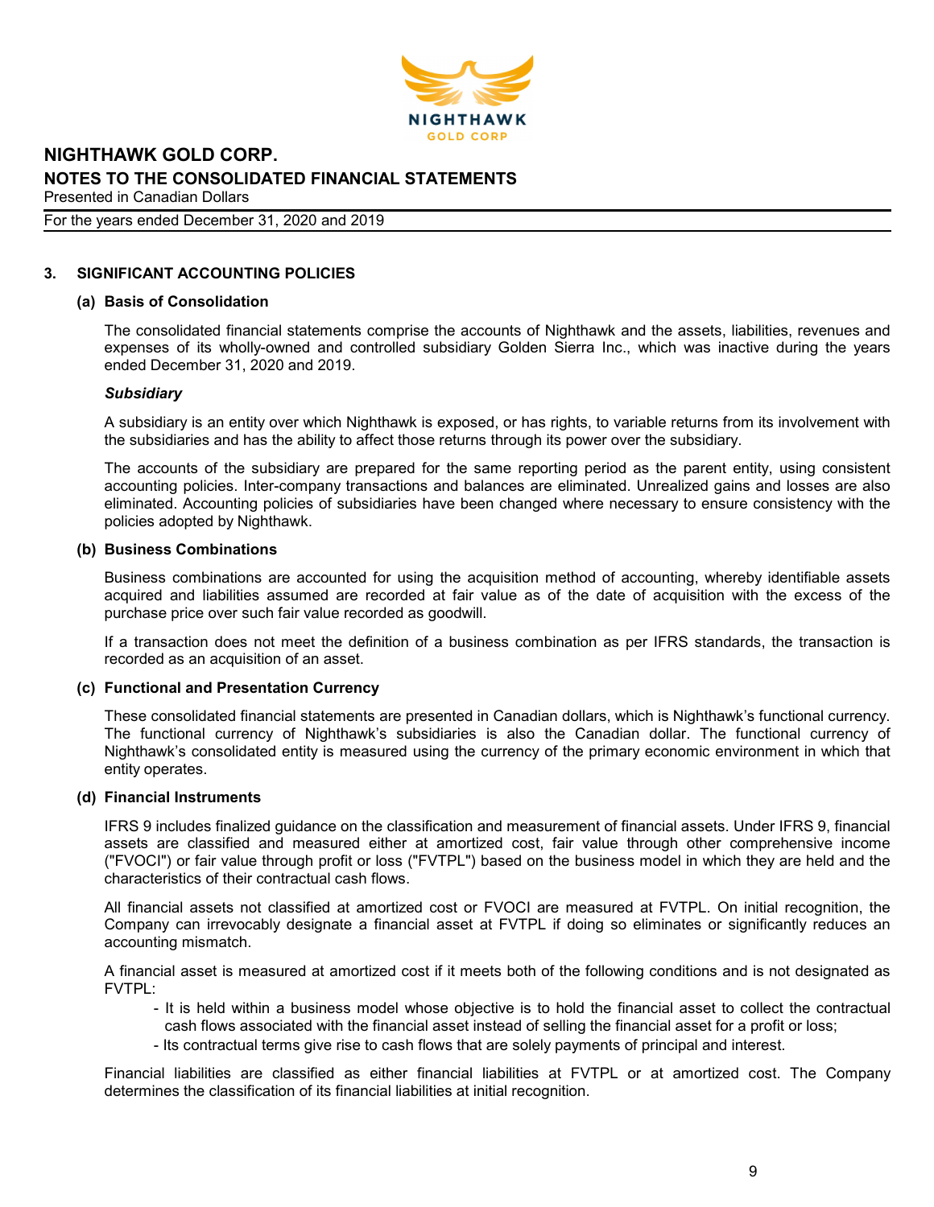## 3. SIGNIFICANT ACCOUNTING POLICIES

### (a) Basis of Consolidation

The consolidated financial statements comprise the accounts of Nighthawk and the assets, liabilities, revenues and expenses of its wholly-owned and controlled subsidiary Golden Sierra Inc., which was inactive during the years ended December 31, 2020 and 2019.

***Subsidiary***

A subsidiary is an entity over which Nighthawk is exposed, or has rights, to variable returns from its involvement with the subsidiaries and has the ability to affect those returns through its power over the subsidiary.

The accounts of the subsidiary are prepared for the same reporting period as the parent entity, using consistent accounting policies. Inter-company transactions and balances are eliminated. Unrealized gains and losses are also eliminated. Accounting policies of subsidiaries have been changed where necessary to ensure consistency with the policies adopted by Nighthawk.

### (b) Business Combinations

Business combinations are accounted for using the acquisition method of accounting, whereby identifiable assets acquired and liabilities assumed are recorded at fair value as of the date of acquisition with the excess of the purchase price over such fair value recorded as goodwill.

If a transaction does not meet the definition of a business combination as per IFRS standards, the transaction is recorded as an acquisition of an asset.

### (c) Functional and Presentation Currency

These consolidated financial statements are presented in Canadian dollars, which is Nighthawk's functional currency. The functional currency of Nighthawk's subsidiaries is also the Canadian dollar. The functional currency of Nighthawk's consolidated entity is measured using the currency of the primary economic environment in which that entity operates.

### (d) Financial Instruments

IFRS 9 includes finalized guidance on the classification and measurement of financial assets. Under IFRS 9, financial assets are classified and measured either at amortized cost, fair value through other comprehensive income ("FVOCI") or fair value through profit or loss ("FVTPL") based on the business model in which they are held and the characteristics of their contractual cash flows.

All financial assets not classified at amortized cost or FVOCI are measured at FVTPL. On initial recognition, the Company can irrevocably designate a financial asset at FVTPL if doing so eliminates or significantly reduces an accounting mismatch.

A financial asset is measured at amortized cost if it meets both of the following conditions and is not designated as FVTPL:

- It is held within a business model whose objective is to hold the financial asset to collect the contractual cash flows associated with the financial asset instead of selling the financial asset for a profit or loss;
- Its contractual terms give rise to cash flows that are solely payments of principal and interest.

Financial liabilities are classified as either financial liabilities at FVTPL or at amortized cost. The Company determines the classification of its financial liabilities at initial recognition.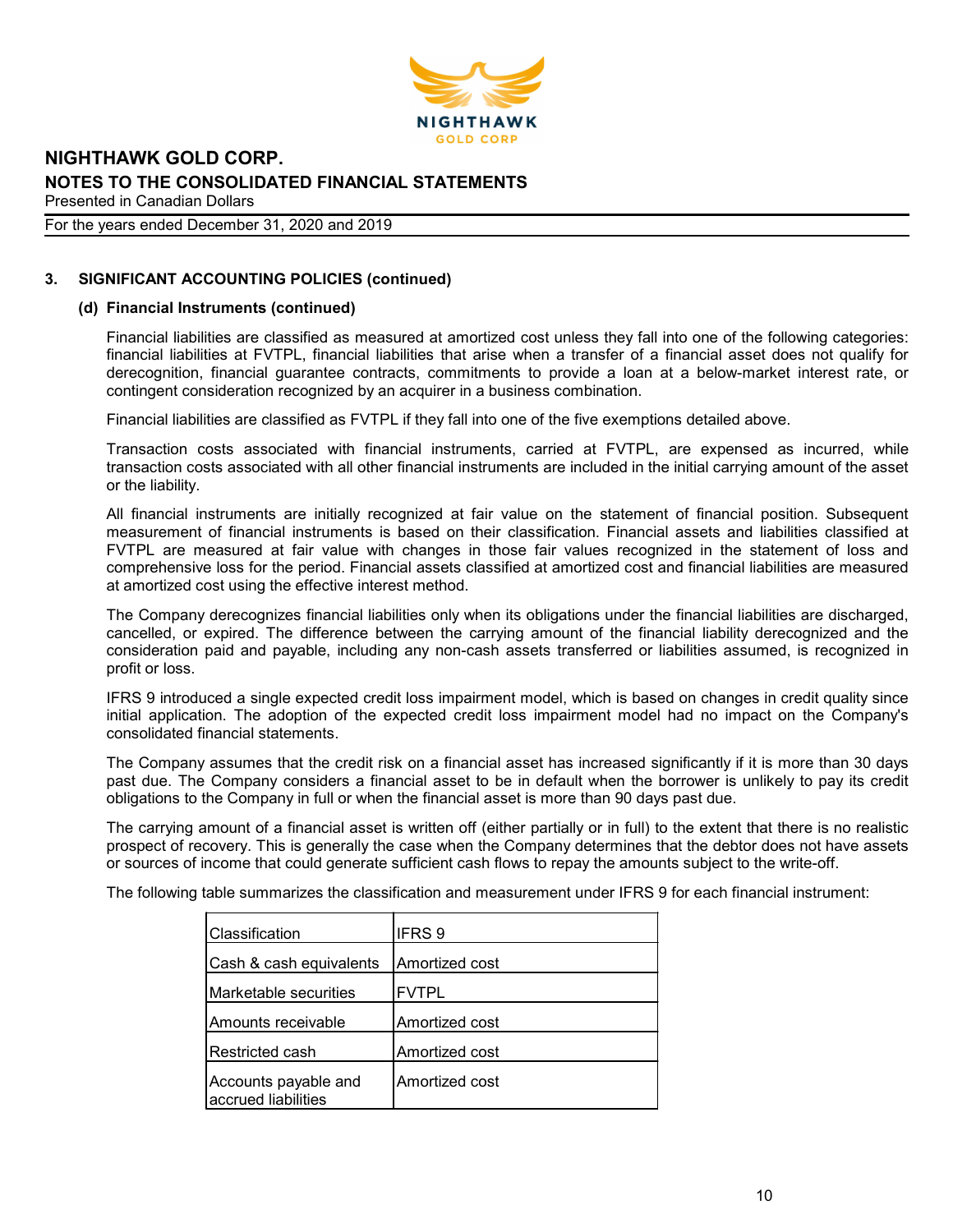### 3. SIGNIFICANT ACCOUNTING POLICIES (continued)

#### (d) Financial Instruments (continued)

Financial liabilities are classified as measured at amortized cost unless they fall into one of the following categories: financial liabilities at FVTPL, financial liabilities that arise when a transfer of a financial asset does not qualify for derecognition, financial guarantee contracts, commitments to provide a loan at a below-market interest rate, or contingent consideration recognized by an acquirer in a business combination.

Financial liabilities are classified as FVTPL if they fall into one of the five exemptions detailed above.

Transaction costs associated with financial instruments, carried at FVTPL, are expensed as incurred, while transaction costs associated with all other financial instruments are included in the initial carrying amount of the asset or the liability.

All financial instruments are initially recognized at fair value on the statement of financial position. Subsequent measurement of financial instruments is based on their classification. Financial assets and liabilities classified at FVTPL are measured at fair value with changes in those fair values recognized in the statement of loss and comprehensive loss for the period. Financial assets classified at amortized cost and financial liabilities are measured at amortized cost using the effective interest method.

The Company derecognizes financial liabilities only when its obligations under the financial liabilities are discharged, cancelled, or expired. The difference between the carrying amount of the financial liability derecognized and the consideration paid and payable, including any non-cash assets transferred or liabilities assumed, is recognized in profit or loss.

IFRS 9 introduced a single expected credit loss impairment model, which is based on changes in credit quality since initial application. The adoption of the expected credit loss impairment model had no impact on the Company's consolidated financial statements.

The Company assumes that the credit risk on a financial asset has increased significantly if it is more than 30 days past due. The Company considers a financial asset to be in default when the borrower is unlikely to pay its credit obligations to the Company in full or when the financial asset is more than 90 days past due.

The carrying amount of a financial asset is written off (either partially or in full) to the extent that there is no realistic prospect of recovery. This is generally the case when the Company determines that the debtor does not have assets or sources of income that could generate sufficient cash flows to repay the amounts subject to the write-off.

The following table summarizes the classification and measurement under IFRS 9 for each financial instrument:

| Classification | IFRS 9 |
|---|---|
| Cash & cash equivalents | Amortized cost |
| Marketable securities | FVTPL |
| Amounts receivable | Amortized cost |
| Restricted cash | Amortized cost |
| Accounts payable and accrued liabilities | Amortized cost |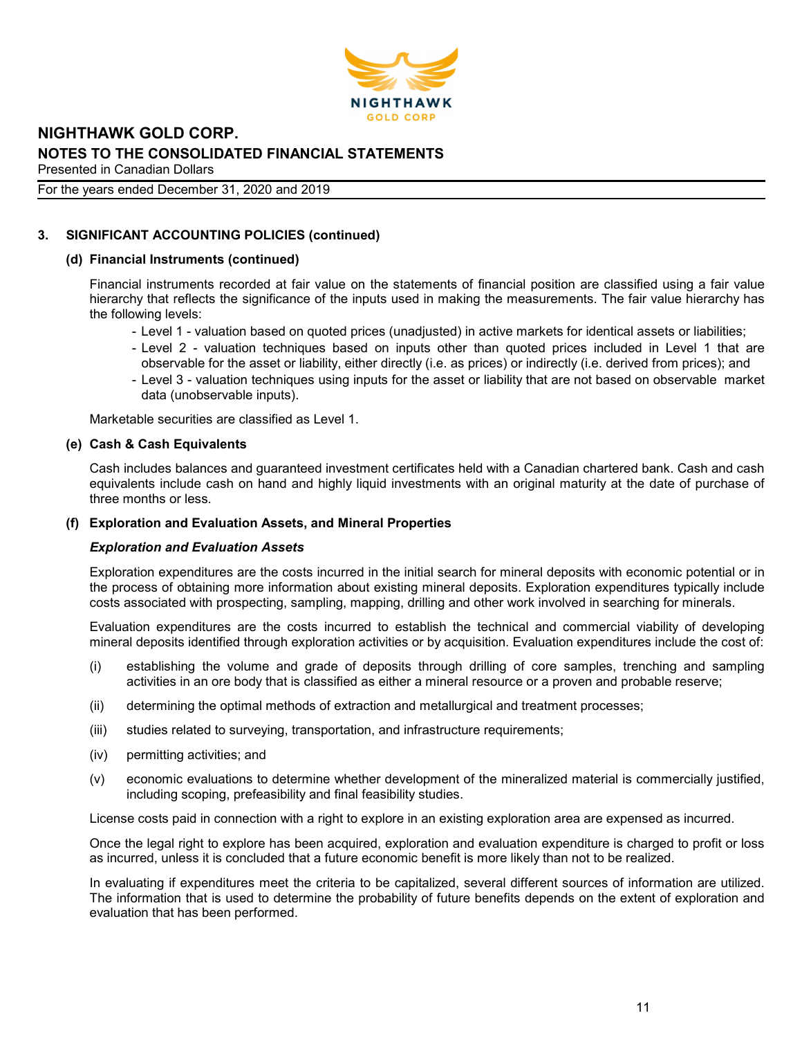## 3. SIGNIFICANT ACCOUNTING POLICIES (continued)

### (d) Financial Instruments (continued)

Financial instruments recorded at fair value on the statements of financial position are classified using a fair value hierarchy that reflects the significance of the inputs used in making the measurements. The fair value hierarchy has the following levels:

- Level 1 - valuation based on quoted prices (unadjusted) in active markets for identical assets or liabilities;
- Level 2 - valuation techniques based on inputs other than quoted prices included in Level 1 that are observable for the asset or liability, either directly (i.e. as prices) or indirectly (i.e. derived from prices); and
- Level 3 - valuation techniques using inputs for the asset or liability that are not based on observable market data (unobservable inputs).

Marketable securities are classified as Level 1.

### (e) Cash & Cash Equivalents

Cash includes balances and guaranteed investment certificates held with a Canadian chartered bank. Cash and cash equivalents include cash on hand and highly liquid investments with an original maturity at the date of purchase of three months or less.

### (f) Exploration and Evaluation Assets, and Mineral Properties

***Exploration and Evaluation Assets***

Exploration expenditures are the costs incurred in the initial search for mineral deposits with economic potential or in the process of obtaining more information about existing mineral deposits. Exploration expenditures typically include costs associated with prospecting, sampling, mapping, drilling and other work involved in searching for minerals.

Evaluation expenditures are the costs incurred to establish the technical and commercial viability of developing mineral deposits identified through exploration activities or by acquisition. Evaluation expenditures include the cost of:

(i) establishing the volume and grade of deposits through drilling of core samples, trenching and sampling activities in an ore body that is classified as either a mineral resource or a proven and probable reserve;

(ii) determining the optimal methods of extraction and metallurgical and treatment processes;

(iii) studies related to surveying, transportation, and infrastructure requirements;

(iv) permitting activities; and

(v) economic evaluations to determine whether development of the mineralized material is commercially justified, including scoping, prefeasibility and final feasibility studies.

License costs paid in connection with a right to explore in an existing exploration area are expensed as incurred.

Once the legal right to explore has been acquired, exploration and evaluation expenditure is charged to profit or loss as incurred, unless it is concluded that a future economic benefit is more likely than not to be realized.

In evaluating if expenditures meet the criteria to be capitalized, several different sources of information are utilized. The information that is used to determine the probability of future benefits depends on the extent of exploration and evaluation that has been performed.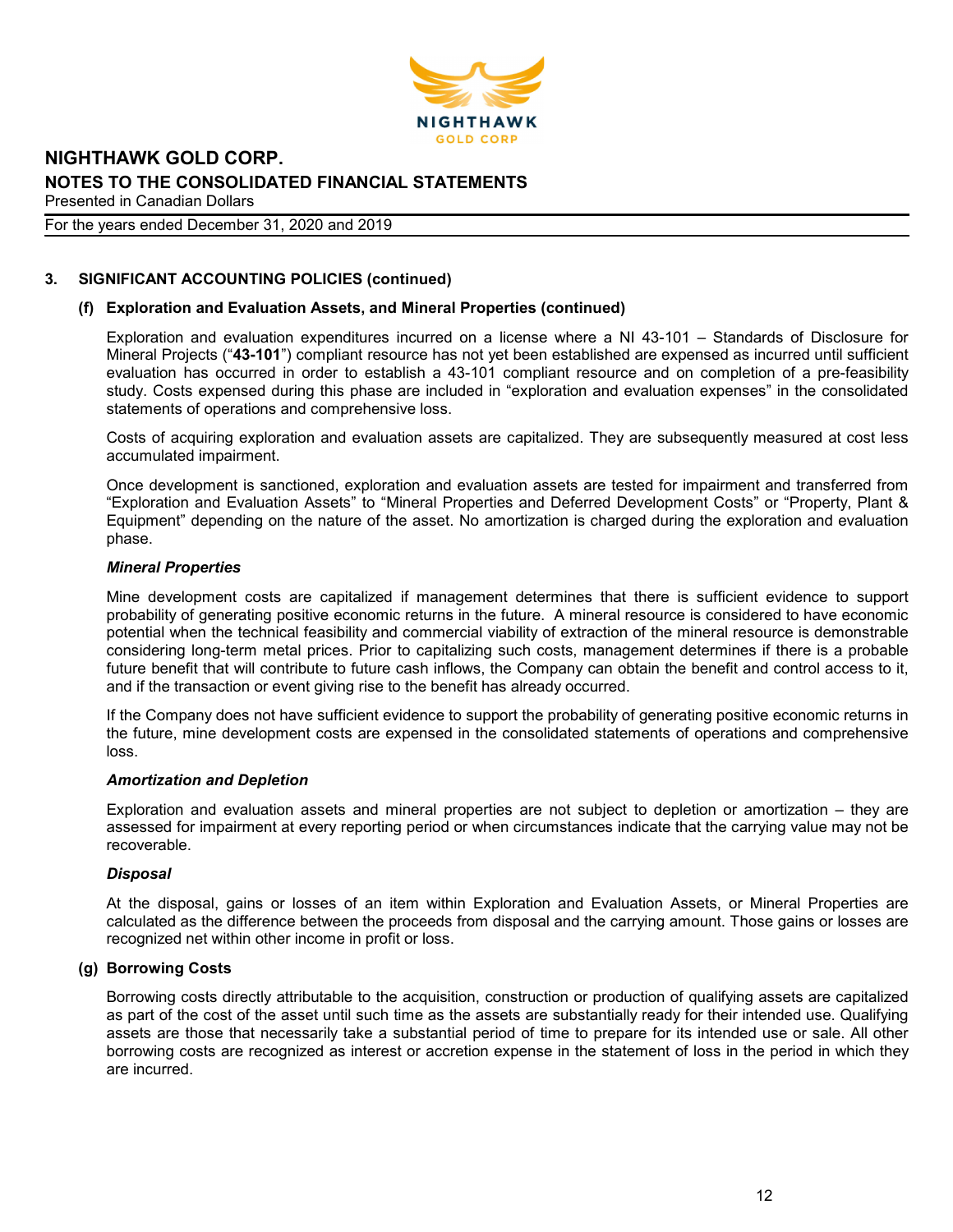### 3. SIGNIFICANT ACCOUNTING POLICIES (continued)

#### (f) Exploration and Evaluation Assets, and Mineral Properties (continued)

Exploration and evaluation expenditures incurred on a license where a NI 43-101 – Standards of Disclosure for Mineral Projects ("**43-101**") compliant resource has not yet been established are expensed as incurred until sufficient evaluation has occurred in order to establish a 43-101 compliant resource and on completion of a pre-feasibility study. Costs expensed during this phase are included in "exploration and evaluation expenses" in the consolidated statements of operations and comprehensive loss.

Costs of acquiring exploration and evaluation assets are capitalized. They are subsequently measured at cost less accumulated impairment.

Once development is sanctioned, exploration and evaluation assets are tested for impairment and transferred from "Exploration and Evaluation Assets" to "Mineral Properties and Deferred Development Costs" or "Property, Plant & Equipment" depending on the nature of the asset. No amortization is charged during the exploration and evaluation phase.

***Mineral Properties***

Mine development costs are capitalized if management determines that there is sufficient evidence to support probability of generating positive economic returns in the future. A mineral resource is considered to have economic potential when the technical feasibility and commercial viability of extraction of the mineral resource is demonstrable considering long-term metal prices. Prior to capitalizing such costs, management determines if there is a probable future benefit that will contribute to future cash inflows, the Company can obtain the benefit and control access to it, and if the transaction or event giving rise to the benefit has already occurred.

If the Company does not have sufficient evidence to support the probability of generating positive economic returns in the future, mine development costs are expensed in the consolidated statements of operations and comprehensive loss.

***Amortization and Depletion***

Exploration and evaluation assets and mineral properties are not subject to depletion or amortization – they are assessed for impairment at every reporting period or when circumstances indicate that the carrying value may not be recoverable.

***Disposal***

At the disposal, gains or losses of an item within Exploration and Evaluation Assets, or Mineral Properties are calculated as the difference between the proceeds from disposal and the carrying amount. Those gains or losses are recognized net within other income in profit or loss.

#### (g) Borrowing Costs

Borrowing costs directly attributable to the acquisition, construction or production of qualifying assets are capitalized as part of the cost of the asset until such time as the assets are substantially ready for their intended use. Qualifying assets are those that necessarily take a substantial period of time to prepare for its intended use or sale. All other borrowing costs are recognized as interest or accretion expense in the statement of loss in the period in which they are incurred.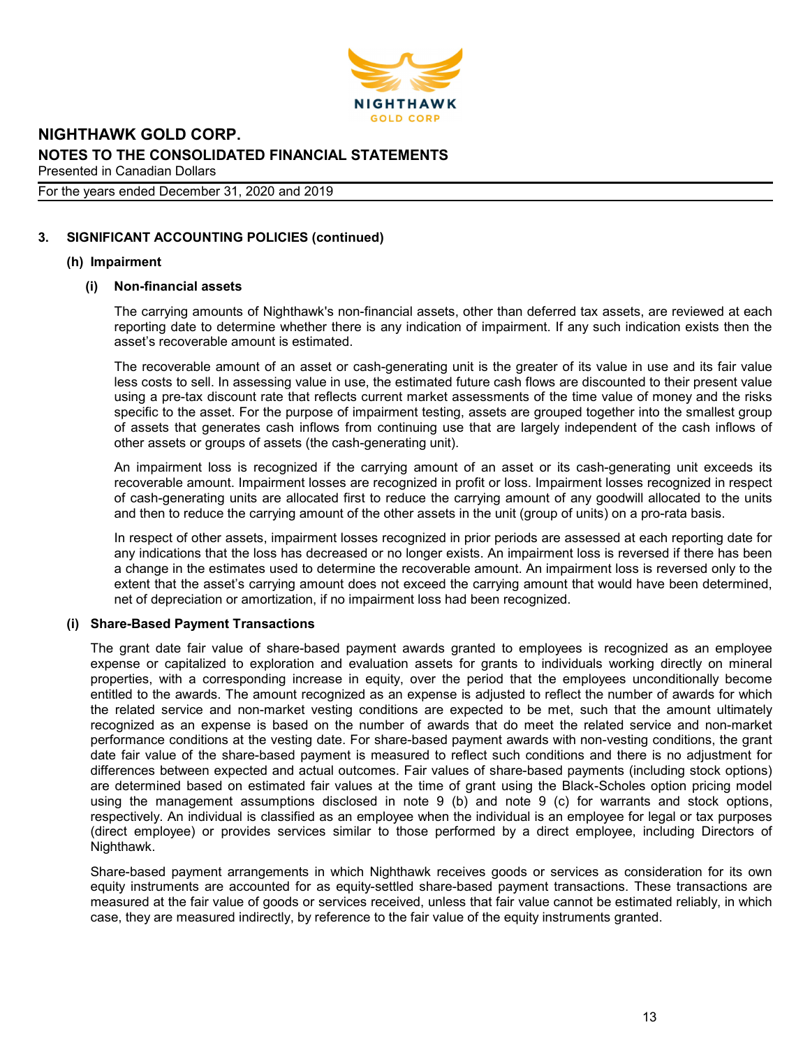## 3. SIGNIFICANT ACCOUNTING POLICIES (continued)

### (h) Impairment

#### (i) Non-financial assets

The carrying amounts of Nighthawk's non-financial assets, other than deferred tax assets, are reviewed at each reporting date to determine whether there is any indication of impairment. If any such indication exists then the asset's recoverable amount is estimated.

The recoverable amount of an asset or cash-generating unit is the greater of its value in use and its fair value less costs to sell. In assessing value in use, the estimated future cash flows are discounted to their present value using a pre-tax discount rate that reflects current market assessments of the time value of money and the risks specific to the asset. For the purpose of impairment testing, assets are grouped together into the smallest group of assets that generates cash inflows from continuing use that are largely independent of the cash inflows of other assets or groups of assets (the cash-generating unit).

An impairment loss is recognized if the carrying amount of an asset or its cash-generating unit exceeds its recoverable amount. Impairment losses are recognized in profit or loss. Impairment losses recognized in respect of cash-generating units are allocated first to reduce the carrying amount of any goodwill allocated to the units and then to reduce the carrying amount of the other assets in the unit (group of units) on a pro-rata basis.

In respect of other assets, impairment losses recognized in prior periods are assessed at each reporting date for any indications that the loss has decreased or no longer exists. An impairment loss is reversed if there has been a change in the estimates used to determine the recoverable amount. An impairment loss is reversed only to the extent that the asset's carrying amount does not exceed the carrying amount that would have been determined, net of depreciation or amortization, if no impairment loss had been recognized.

### (i) Share-Based Payment Transactions

The grant date fair value of share-based payment awards granted to employees is recognized as an employee expense or capitalized to exploration and evaluation assets for grants to individuals working directly on mineral properties, with a corresponding increase in equity, over the period that the employees unconditionally become entitled to the awards. The amount recognized as an expense is adjusted to reflect the number of awards for which the related service and non-market vesting conditions are expected to be met, such that the amount ultimately recognized as an expense is based on the number of awards that do meet the related service and non-market performance conditions at the vesting date. For share-based payment awards with non-vesting conditions, the grant date fair value of the share-based payment is measured to reflect such conditions and there is no adjustment for differences between expected and actual outcomes. Fair values of share-based payments (including stock options) are determined based on estimated fair values at the time of grant using the Black-Scholes option pricing model using the management assumptions disclosed in note 9 (b) and note 9 (c) for warrants and stock options, respectively. An individual is classified as an employee when the individual is an employee for legal or tax purposes (direct employee) or provides services similar to those performed by a direct employee, including Directors of Nighthawk.

Share-based payment arrangements in which Nighthawk receives goods or services as consideration for its own equity instruments are accounted for as equity-settled share-based payment transactions. These transactions are measured at the fair value of goods or services received, unless that fair value cannot be estimated reliably, in which case, they are measured indirectly, by reference to the fair value of the equity instruments granted.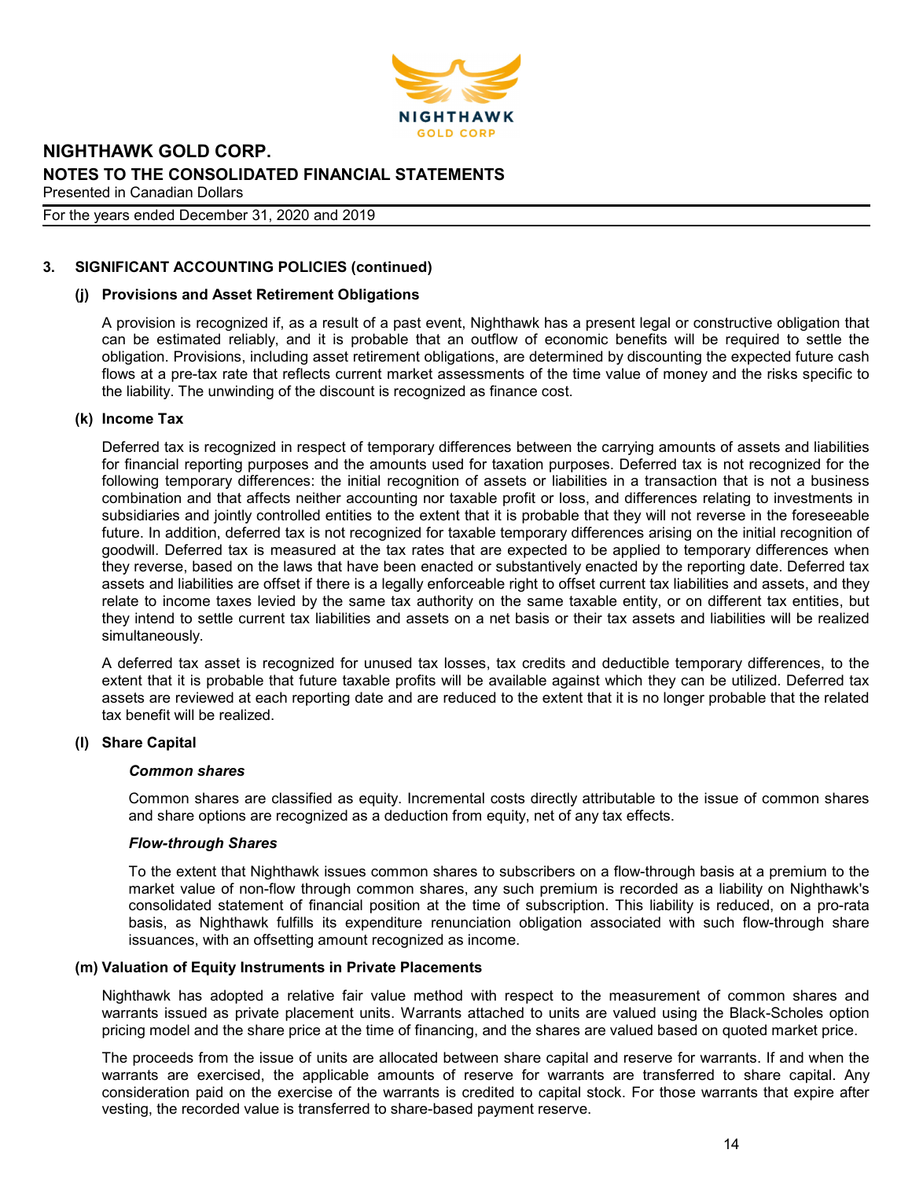## 3. SIGNIFICANT ACCOUNTING POLICIES (continued)

### (j) Provisions and Asset Retirement Obligations

A provision is recognized if, as a result of a past event, Nighthawk has a present legal or constructive obligation that can be estimated reliably, and it is probable that an outflow of economic benefits will be required to settle the obligation. Provisions, including asset retirement obligations, are determined by discounting the expected future cash flows at a pre-tax rate that reflects current market assessments of the time value of money and the risks specific to the liability. The unwinding of the discount is recognized as finance cost.

### (k) Income Tax

Deferred tax is recognized in respect of temporary differences between the carrying amounts of assets and liabilities for financial reporting purposes and the amounts used for taxation purposes. Deferred tax is not recognized for the following temporary differences: the initial recognition of assets or liabilities in a transaction that is not a business combination and that affects neither accounting nor taxable profit or loss, and differences relating to investments in subsidiaries and jointly controlled entities to the extent that it is probable that they will not reverse in the foreseeable future. In addition, deferred tax is not recognized for taxable temporary differences arising on the initial recognition of goodwill. Deferred tax is measured at the tax rates that are expected to be applied to temporary differences when they reverse, based on the laws that have been enacted or substantively enacted by the reporting date. Deferred tax assets and liabilities are offset if there is a legally enforceable right to offset current tax liabilities and assets, and they relate to income taxes levied by the same tax authority on the same taxable entity, or on different tax entities, but they intend to settle current tax liabilities and assets on a net basis or their tax assets and liabilities will be realized simultaneously.

A deferred tax asset is recognized for unused tax losses, tax credits and deductible temporary differences, to the extent that it is probable that future taxable profits will be available against which they can be utilized. Deferred tax assets are reviewed at each reporting date and are reduced to the extent that it is no longer probable that the related tax benefit will be realized.

### (l) Share Capital

***Common shares***

Common shares are classified as equity. Incremental costs directly attributable to the issue of common shares and share options are recognized as a deduction from equity, net of any tax effects.

***Flow-through Shares***

To the extent that Nighthawk issues common shares to subscribers on a flow-through basis at a premium to the market value of non-flow through common shares, any such premium is recorded as a liability on Nighthawk's consolidated statement of financial position at the time of subscription. This liability is reduced, on a pro-rata basis, as Nighthawk fulfills its expenditure renunciation obligation associated with such flow-through share issuances, with an offsetting amount recognized as income.

### (m) Valuation of Equity Instruments in Private Placements

Nighthawk has adopted a relative fair value method with respect to the measurement of common shares and warrants issued as private placement units. Warrants attached to units are valued using the Black-Scholes option pricing model and the share price at the time of financing, and the shares are valued based on quoted market price.

The proceeds from the issue of units are allocated between share capital and reserve for warrants. If and when the warrants are exercised, the applicable amounts of reserve for warrants are transferred to share capital. Any consideration paid on the exercise of the warrants is credited to capital stock. For those warrants that expire after vesting, the recorded value is transferred to share-based payment reserve.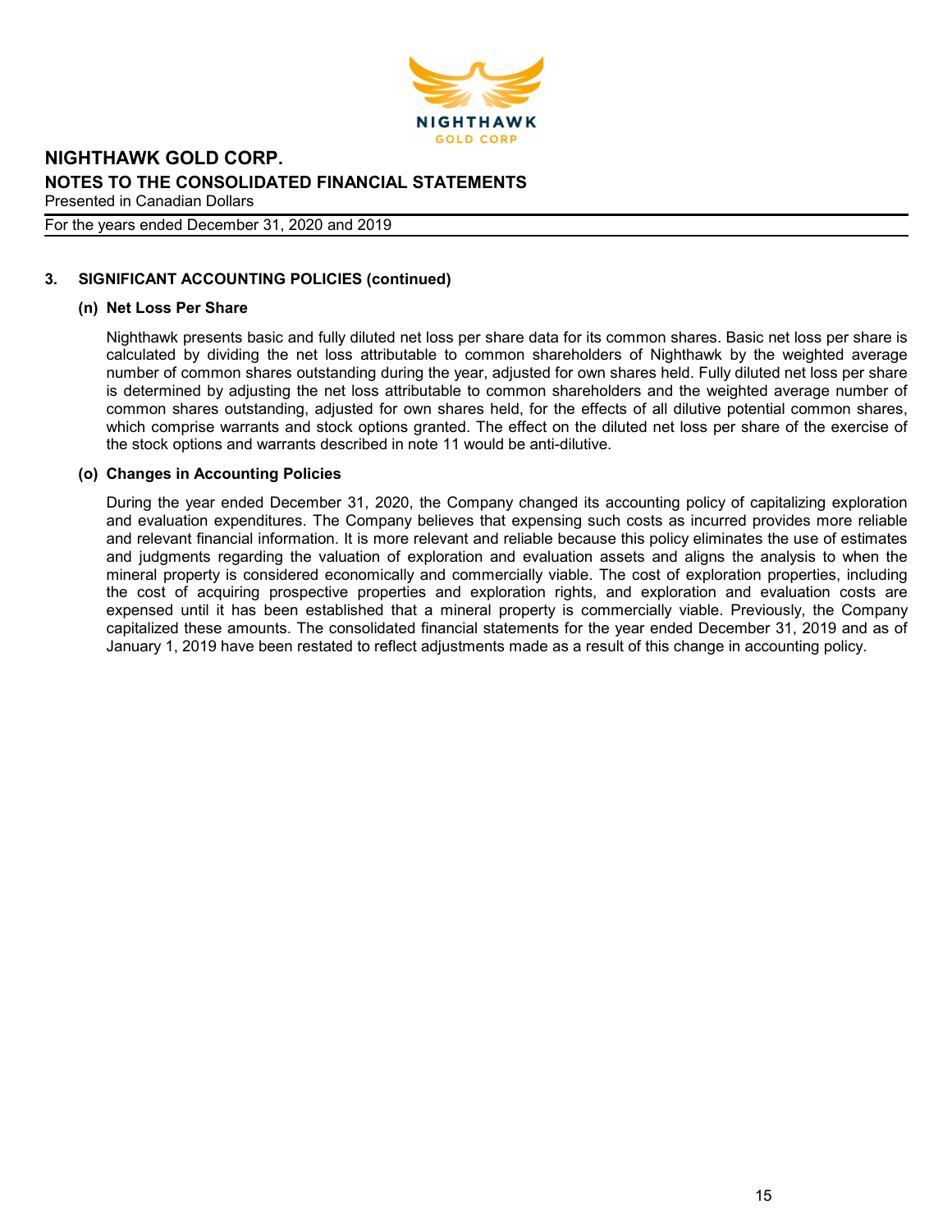### 3. SIGNIFICANT ACCOUNTING POLICIES (continued)

#### (n) Net Loss Per Share

Nighthawk presents basic and fully diluted net loss per share data for its common shares. Basic net loss per share is calculated by dividing the net loss attributable to common shareholders of Nighthawk by the weighted average number of common shares outstanding during the year, adjusted for own shares held. Fully diluted net loss per share is determined by adjusting the net loss attributable to common shareholders and the weighted average number of common shares outstanding, adjusted for own shares held, for the effects of all dilutive potential common shares, which comprise warrants and stock options granted. The effect on the diluted net loss per share of the exercise of the stock options and warrants described in note 11 would be anti-dilutive.

#### (o) Changes in Accounting Policies

During the year ended December 31, 2020, the Company changed its accounting policy of capitalizing exploration and evaluation expenditures. The Company believes that expensing such costs as incurred provides more reliable and relevant financial information. It is more relevant and reliable because this policy eliminates the use of estimates and judgments regarding the valuation of exploration and evaluation assets and aligns the analysis to when the mineral property is considered economically and commercially viable. The cost of exploration properties, including the cost of acquiring prospective properties and exploration rights, and exploration and evaluation costs are expensed until it has been established that a mineral property is commercially viable. Previously, the Company capitalized these amounts. The consolidated financial statements for the year ended December 31, 2019 and as of January 1, 2019 have been restated to reflect adjustments made as a result of this change in accounting policy.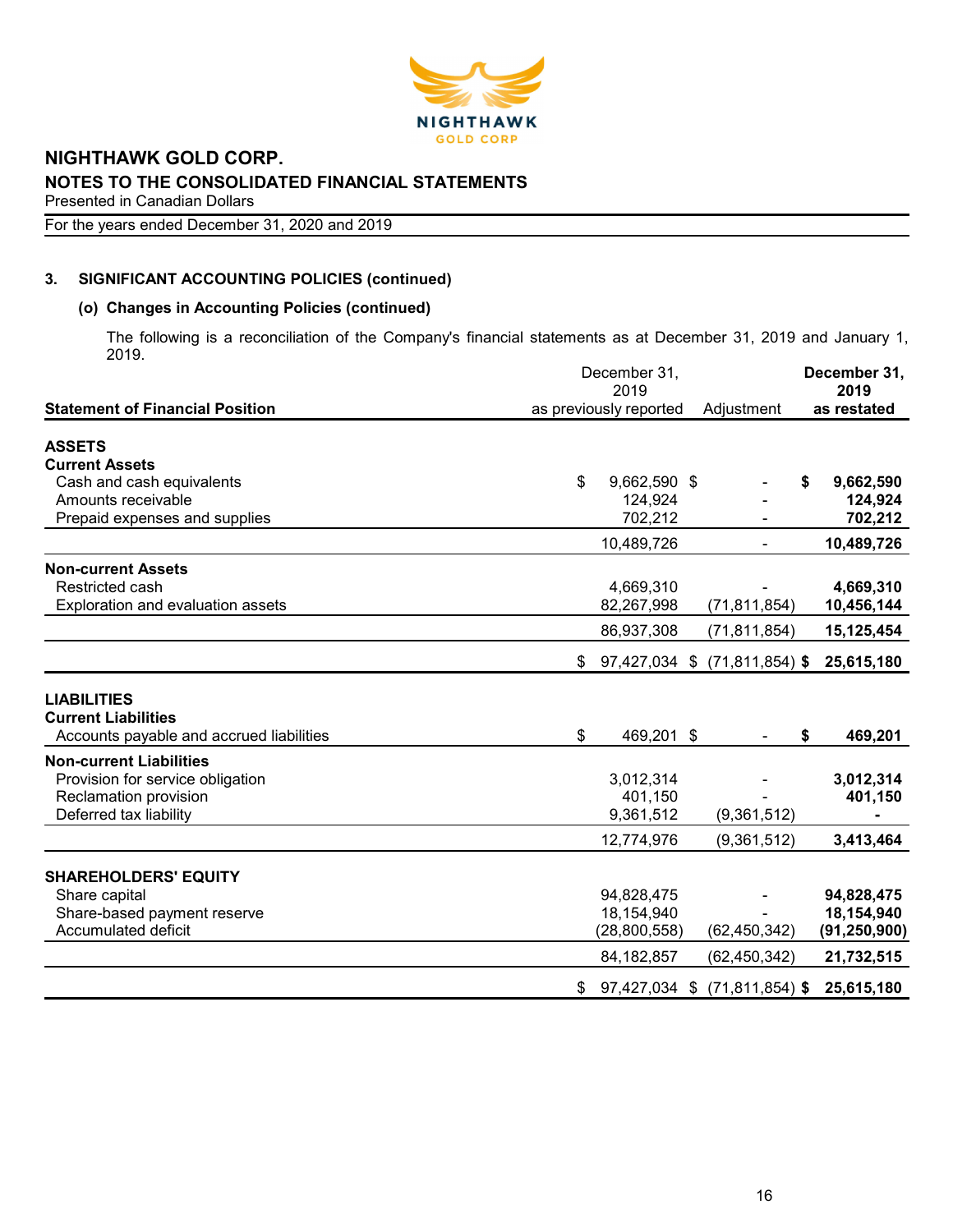# NIGHTHAWK GOLD CORP.

## NOTES TO THE CONSOLIDATED FINANCIAL STATEMENTS

Presented in Canadian Dollars

For the years ended December 31, 2020 and 2019

### 3. SIGNIFICANT ACCOUNTING POLICIES (continued)

#### (o) Changes in Accounting Policies (continued)

The following is a reconciliation of the Company's financial statements as at December 31, 2019 and January 1, 2019.

| Statement of Financial Position | December 31, 2019 as previously reported | Adjustment | **December 31, 2019 as restated** |
|---|---|---|---|
| **ASSETS** | | | |
| **Current Assets** | | | |
| Cash and cash equivalents | $ 9,662,590 | $ - | **$ 9,662,590** |
| Amounts receivable | 124,924 | - | **124,924** |
| Prepaid expenses and supplies | 702,212 | - | **702,212** |
| | 10,489,726 | - | **10,489,726** |
| **Non-current Assets** | | | |
| Restricted cash | 4,669,310 | - | **4,669,310** |
| Exploration and evaluation assets | 82,267,998 | (71,811,854) | **10,456,144** |
| | 86,937,308 | (71,811,854) | **15,125,454** |
| | $ 97,427,034 | $ (71,811,854) | **$ 25,615,180** |
| **LIABILITIES** | | | |
| **Current Liabilities** | | | |
| Accounts payable and accrued liabilities | $ 469,201 | $ - | **$ 469,201** |
| **Non-current Liabilities** | | | |
| Provision for service obligation | 3,012,314 | - | **3,012,314** |
| Reclamation provision | 401,150 | - | **401,150** |
| Deferred tax liability | 9,361,512 | (9,361,512) | **-** |
| | 12,774,976 | (9,361,512) | **3,413,464** |
| **SHAREHOLDERS' EQUITY** | | | |
| Share capital | 94,828,475 | - | **94,828,475** |
| Share-based payment reserve | 18,154,940 | - | **18,154,940** |
| Accumulated deficit | (28,800,558) | (62,450,342) | **(91,250,900)** |
| | 84,182,857 | (62,450,342) | **21,732,515** |
| | $ 97,427,034 | $ (71,811,854) | **$ 25,615,180** |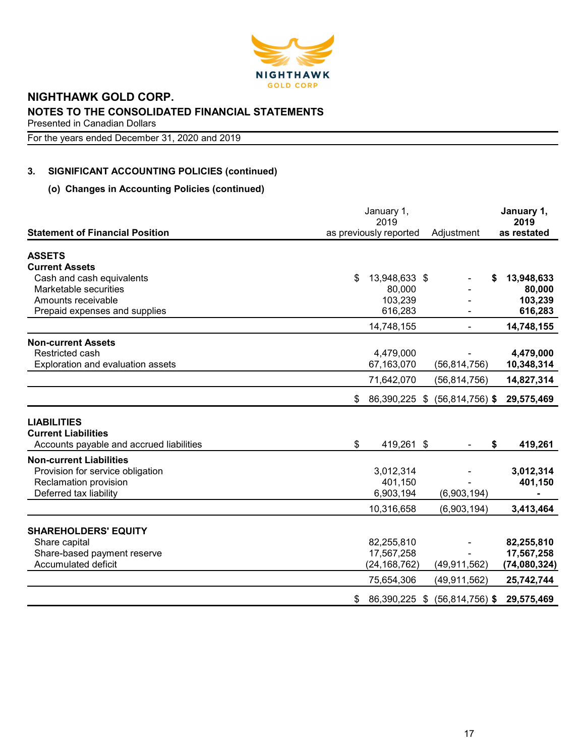**NIGHTHAWK GOLD CORP.**
**NOTES TO THE CONSOLIDATED FINANCIAL STATEMENTS**
Presented in Canadian Dollars

For the years ended December 31, 2020 and 2019

### 3. SIGNIFICANT ACCOUNTING POLICIES (continued)

#### (o) Changes in Accounting Policies (continued)

| Statement of Financial Position | January 1, 2019 as previously reported | Adjustment | January 1, 2019 as restated |
|---|---|---|---|
| **ASSETS** | | | |
| **Current Assets** | | | |
| Cash and cash equivalents | $ 13,948,633 | $ - | **$ 13,948,633** |
| Marketable securities | 80,000 | - | **80,000** |
| Amounts receivable | 103,239 | - | **103,239** |
| Prepaid expenses and supplies | 616,283 | - | **616,283** |
| | 14,748,155 | - | **14,748,155** |
| **Non-current Assets** | | | |
| Restricted cash | 4,479,000 | - | **4,479,000** |
| Exploration and evaluation assets | 67,163,070 | (56,814,756) | **10,348,314** |
| | 71,642,070 | (56,814,756) | **14,827,314** |
| | $ 86,390,225 | $ (56,814,756) | **$ 29,575,469** |
| **LIABILITIES** | | | |
| **Current Liabilities** | | | |
| Accounts payable and accrued liabilities | $ 419,261 | $ - | **$ 419,261** |
| **Non-current Liabilities** | | | |
| Provision for service obligation | 3,012,314 | - | **3,012,314** |
| Reclamation provision | 401,150 | - | **401,150** |
| Deferred tax liability | 6,903,194 | (6,903,194) | **-** |
| | 10,316,658 | (6,903,194) | **3,413,464** |
| **SHAREHOLDERS' EQUITY** | | | |
| Share capital | 82,255,810 | - | **82,255,810** |
| Share-based payment reserve | 17,567,258 | - | **17,567,258** |
| Accumulated deficit | (24,168,762) | (49,911,562) | **(74,080,324)** |
| | 75,654,306 | (49,911,562) | **25,742,744** |
| | $ 86,390,225 | $ (56,814,756) | **$ 29,575,469** |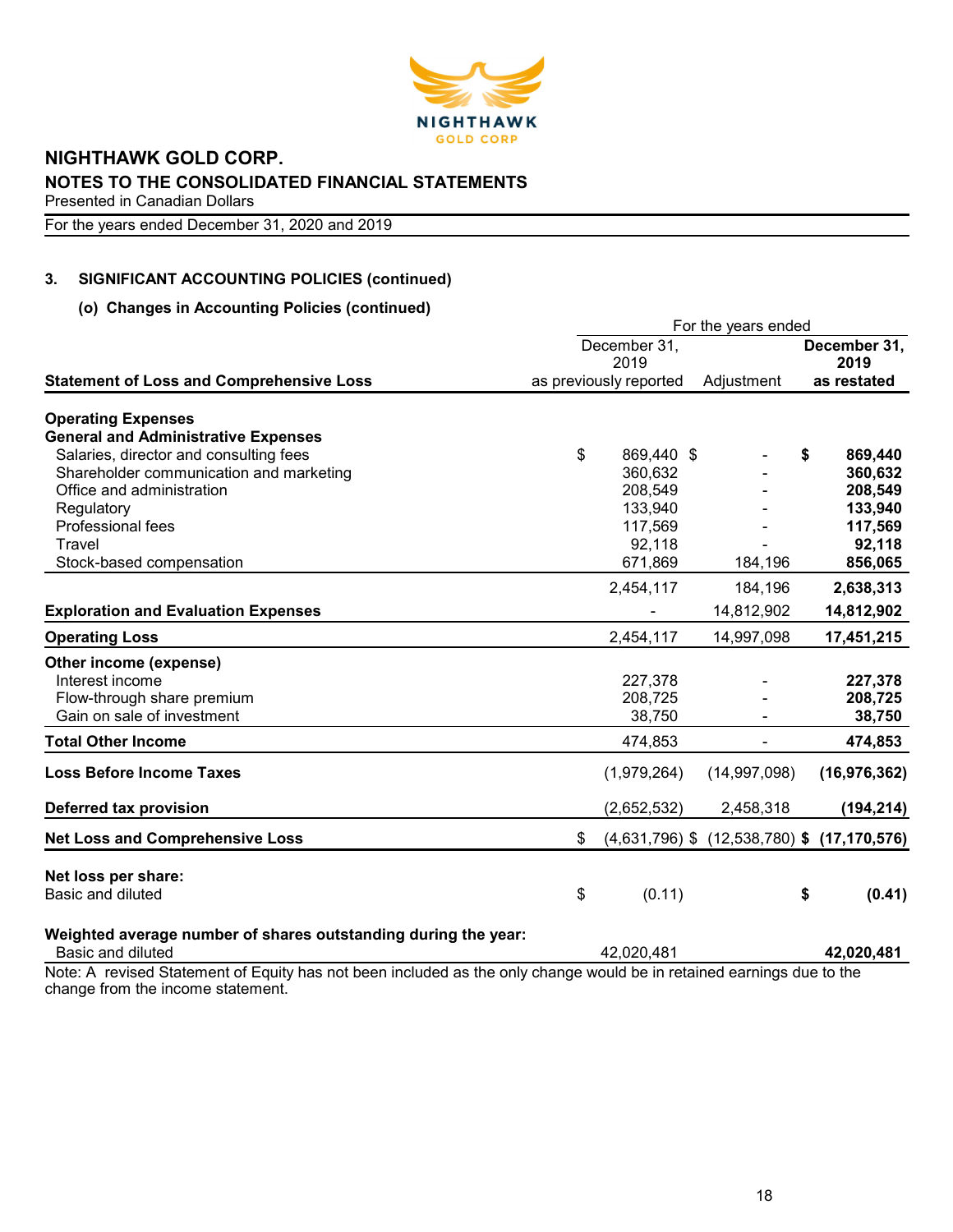**NIGHTHAWK GOLD CORP.**
**NOTES TO THE CONSOLIDATED FINANCIAL STATEMENTS**
Presented in Canadian Dollars
For the years ended December 31, 2020 and 2019

### 3. SIGNIFICANT ACCOUNTING POLICIES (continued)

#### (o) Changes in Accounting Policies (continued)

| Statement of Loss and Comprehensive Loss | December 31, 2019 as previously reported | Adjustment | **December 31, 2019 as restated** |
|---|---|---|---|
| | For the years ended | | |
| **Operating Expenses** | | | |
| **General and Administrative Expenses** | | | |
| Salaries, director and consulting fees | $ 869,440 | $ - | **$ 869,440** |
| Shareholder communication and marketing | 360,632 | - | **360,632** |
| Office and administration | 208,549 | - | **208,549** |
| Regulatory | 133,940 | - | **133,940** |
| Professional fees | 117,569 | - | **117,569** |
| Travel | 92,118 | - | **92,118** |
| Stock-based compensation | 671,869 | 184,196 | **856,065** |
| | 2,454,117 | 184,196 | **2,638,313** |
| **Exploration and Evaluation Expenses** | - | 14,812,902 | **14,812,902** |
| **Operating Loss** | 2,454,117 | 14,997,098 | **17,451,215** |
| **Other income (expense)** | | | |
| Interest income | 227,378 | - | **227,378** |
| Flow-through share premium | 208,725 | - | **208,725** |
| Gain on sale of investment | 38,750 | - | **38,750** |
| **Total Other Income** | 474,853 | - | **474,853** |
| **Loss Before Income Taxes** | (1,979,264) | (14,997,098) | **(16,976,362)** |
| **Deferred tax provision** | (2,652,532) | 2,458,318 | **(194,214)** |
| **Net Loss and Comprehensive Loss** | $ (4,631,796) | $ (12,538,780) | **$ (17,170,576)** |
| **Net loss per share:** | | | |
| Basic and diluted | $ (0.11) | | **$ (0.41)** |
| **Weighted average number of shares outstanding during the year:** | | | |
| Basic and diluted | 42,020,481 | | **42,020,481** |

Note: A revised Statement of Equity has not been included as the only change would be in retained earnings due to the change from the income statement.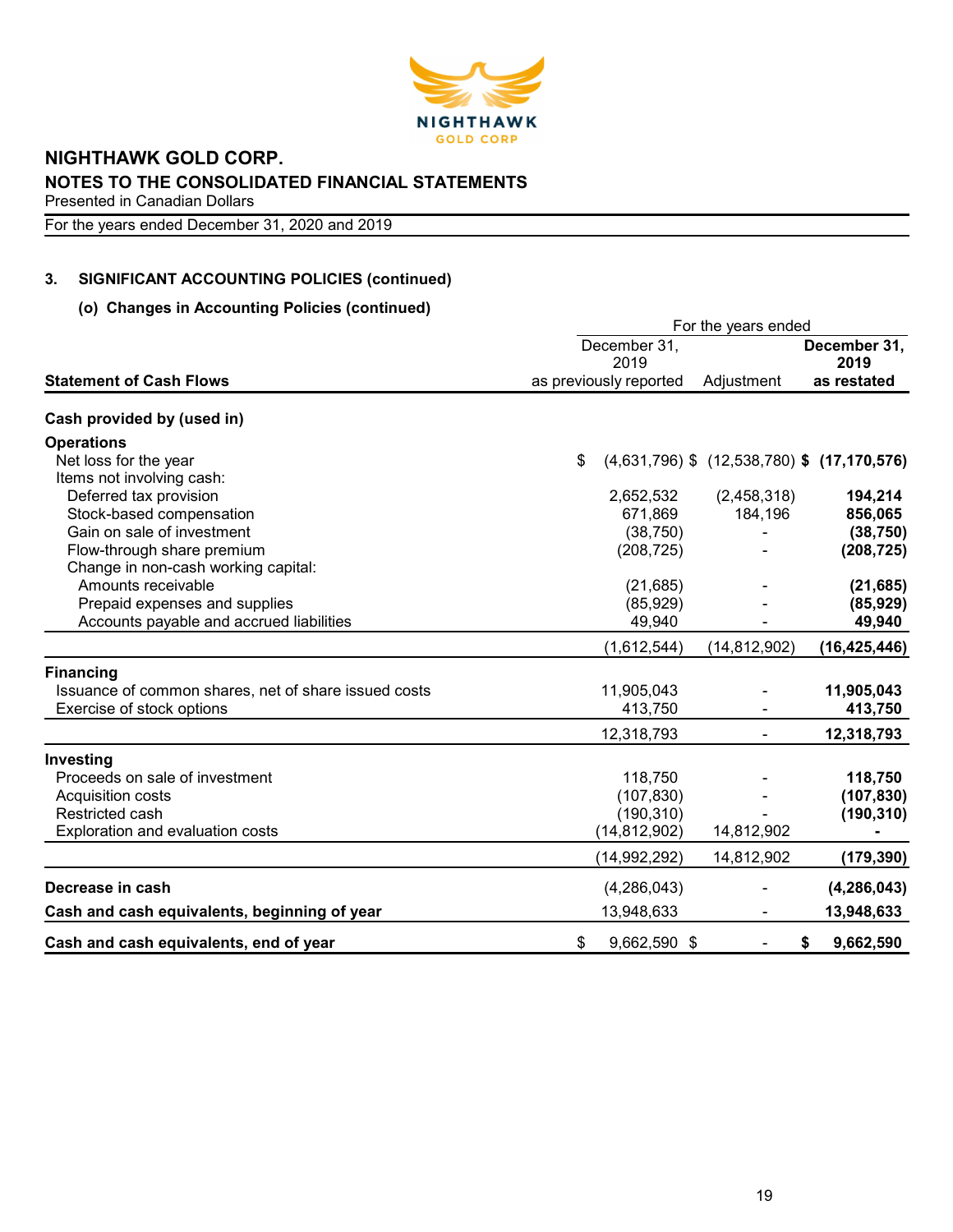# NIGHTHAWK GOLD CORP.

## NOTES TO THE CONSOLIDATED FINANCIAL STATEMENTS

Presented in Canadian Dollars

For the years ended December 31, 2020 and 2019

### 3. SIGNIFICANT ACCOUNTING POLICIES (continued)

#### (o) Changes in Accounting Policies (continued)

| | For the years ended | | |
|---|---|---|---|
| **Statement of Cash Flows** | December 31, 2019 as previously reported | Adjustment | **December 31, 2019 as restated** |
| **Cash provided by (used in)** | | | |
| **Operations** | | | |
| Net loss for the year | $ (4,631,796) | $ (12,538,780) | **$ (17,170,576)** |
| Items not involving cash: | | | |
| Deferred tax provision | 2,652,532 | (2,458,318) | **194,214** |
| Stock-based compensation | 671,869 | 184,196 | **856,065** |
| Gain on sale of investment | (38,750) | - | **(38,750)** |
| Flow-through share premium | (208,725) | - | **(208,725)** |
| Change in non-cash working capital: | | | |
| Amounts receivable | (21,685) | - | **(21,685)** |
| Prepaid expenses and supplies | (85,929) | - | **(85,929)** |
| Accounts payable and accrued liabilities | 49,940 | - | **49,940** |
| | (1,612,544) | (14,812,902) | **(16,425,446)** |
| **Financing** | | | |
| Issuance of common shares, net of share issued costs | 11,905,043 | - | **11,905,043** |
| Exercise of stock options | 413,750 | - | **413,750** |
| | 12,318,793 | - | **12,318,793** |
| **Investing** | | | |
| Proceeds on sale of investment | 118,750 | - | **118,750** |
| Acquisition costs | (107,830) | - | **(107,830)** |
| Restricted cash | (190,310) | - | **(190,310)** |
| Exploration and evaluation costs | (14,812,902) | 14,812,902 | **-** |
| | (14,992,292) | 14,812,902 | **(179,390)** |
| **Decrease in cash** | (4,286,043) | - | **(4,286,043)** |
| **Cash and cash equivalents, beginning of year** | 13,948,633 | - | **13,948,633** |
| **Cash and cash equivalents, end of year** | $ 9,662,590 | $ - | **$ 9,662,590** |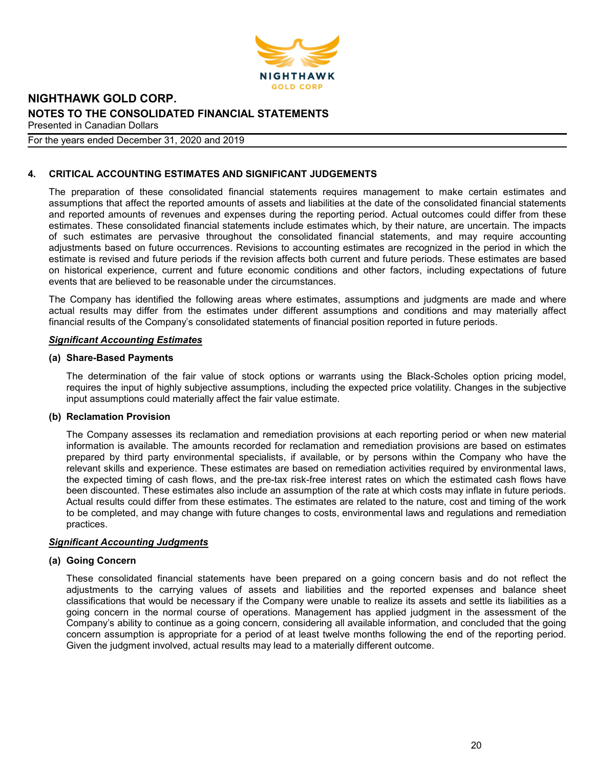## 4. CRITICAL ACCOUNTING ESTIMATES AND SIGNIFICANT JUDGEMENTS

The preparation of these consolidated financial statements requires management to make certain estimates and assumptions that affect the reported amounts of assets and liabilities at the date of the consolidated financial statements and reported amounts of revenues and expenses during the reporting period. Actual outcomes could differ from these estimates. These consolidated financial statements include estimates which, by their nature, are uncertain. The impacts of such estimates are pervasive throughout the consolidated financial statements, and may require accounting adjustments based on future occurrences. Revisions to accounting estimates are recognized in the period in which the estimate is revised and future periods if the revision affects both current and future periods. These estimates are based on historical experience, current and future economic conditions and other factors, including expectations of future events that are believed to be reasonable under the circumstances.

The Company has identified the following areas where estimates, assumptions and judgments are made and where actual results may differ from the estimates under different assumptions and conditions and may materially affect financial results of the Company's consolidated statements of financial position reported in future periods.

***Significant Accounting Estimates***

**(a) Share-Based Payments**

The determination of the fair value of stock options or warrants using the Black-Scholes option pricing model, requires the input of highly subjective assumptions, including the expected price volatility. Changes in the subjective input assumptions could materially affect the fair value estimate.

**(b) Reclamation Provision**

The Company assesses its reclamation and remediation provisions at each reporting period or when new material information is available. The amounts recorded for reclamation and remediation provisions are based on estimates prepared by third party environmental specialists, if available, or by persons within the Company who have the relevant skills and experience. These estimates are based on remediation activities required by environmental laws, the expected timing of cash flows, and the pre-tax risk-free interest rates on which the estimated cash flows have been discounted. These estimates also include an assumption of the rate at which costs may inflate in future periods. Actual results could differ from these estimates. The estimates are related to the nature, cost and timing of the work to be completed, and may change with future changes to costs, environmental laws and regulations and remediation practices.

***Significant Accounting Judgments***

**(a) Going Concern**

These consolidated financial statements have been prepared on a going concern basis and do not reflect the adjustments to the carrying values of assets and liabilities and the reported expenses and balance sheet classifications that would be necessary if the Company were unable to realize its assets and settle its liabilities as a going concern in the normal course of operations. Management has applied judgment in the assessment of the Company's ability to continue as a going concern, considering all available information, and concluded that the going concern assumption is appropriate for a period of at least twelve months following the end of the reporting period. Given the judgment involved, actual results may lead to a materially different outcome.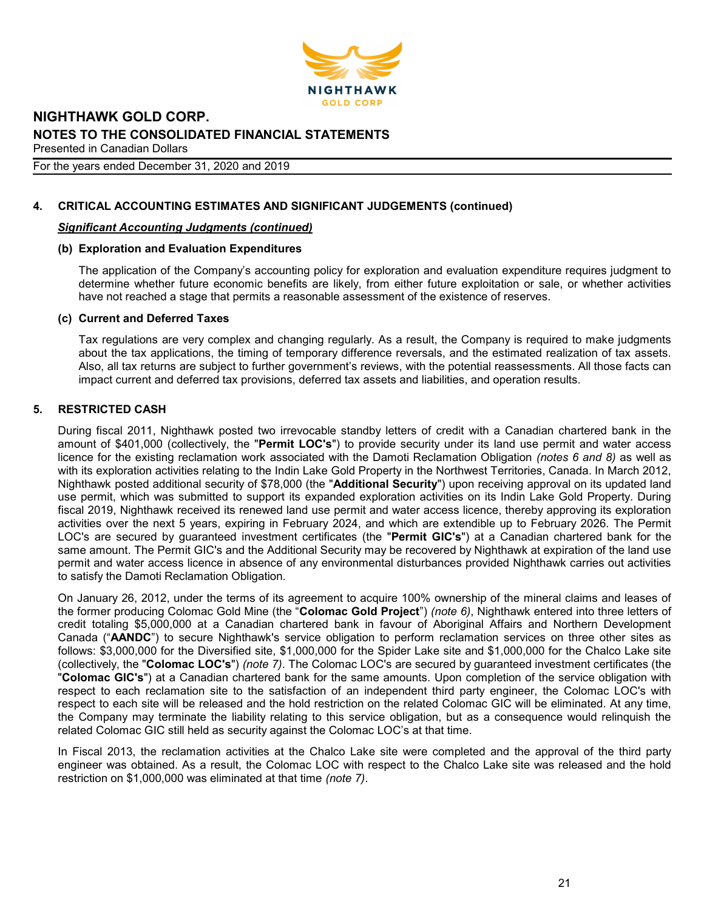## 4. CRITICAL ACCOUNTING ESTIMATES AND SIGNIFICANT JUDGEMENTS (continued)

***Significant Accounting Judgments (continued)***

**(b) Exploration and Evaluation Expenditures**

The application of the Company's accounting policy for exploration and evaluation expenditure requires judgment to determine whether future economic benefits are likely, from either future exploitation or sale, or whether activities have not reached a stage that permits a reasonable assessment of the existence of reserves.

**(c) Current and Deferred Taxes**

Tax regulations are very complex and changing regularly. As a result, the Company is required to make judgments about the tax applications, the timing of temporary difference reversals, and the estimated realization of tax assets. Also, all tax returns are subject to further government's reviews, with the potential reassessments. All those facts can impact current and deferred tax provisions, deferred tax assets and liabilities, and operation results.

## 5. RESTRICTED CASH

During fiscal 2011, Nighthawk posted two irrevocable standby letters of credit with a Canadian chartered bank in the amount of $401,000 (collectively, the "**Permit LOC's**") to provide security under its land use permit and water access licence for the existing reclamation work associated with the Damoti Reclamation Obligation *(notes 6 and 8)* as well as with its exploration activities relating to the Indin Lake Gold Property in the Northwest Territories, Canada. In March 2012, Nighthawk posted additional security of $78,000 (the "**Additional Security**") upon receiving approval on its updated land use permit, which was submitted to support its expanded exploration activities on its Indin Lake Gold Property. During fiscal 2019, Nighthawk received its renewed land use permit and water access licence, thereby approving its exploration activities over the next 5 years, expiring in February 2024, and which are extendible up to February 2026. The Permit LOC's are secured by guaranteed investment certificates (the "**Permit GIC's**") at a Canadian chartered bank for the same amount. The Permit GIC's and the Additional Security may be recovered by Nighthawk at expiration of the land use permit and water access licence in absence of any environmental disturbances provided Nighthawk carries out activities to satisfy the Damoti Reclamation Obligation.

On January 26, 2012, under the terms of its agreement to acquire 100% ownership of the mineral claims and leases of the former producing Colomac Gold Mine (the "**Colomac Gold Project**") *(note 6)*, Nighthawk entered into three letters of credit totaling $5,000,000 at a Canadian chartered bank in favour of Aboriginal Affairs and Northern Development Canada ("**AANDC**") to secure Nighthawk's service obligation to perform reclamation services on three other sites as follows: $3,000,000 for the Diversified site, $1,000,000 for the Spider Lake site and $1,000,000 for the Chalco Lake site (collectively, the "**Colomac LOC's**") *(note 7)*. The Colomac LOC's are secured by guaranteed investment certificates (the "**Colomac GIC's**") at a Canadian chartered bank for the same amounts. Upon completion of the service obligation with respect to each reclamation site to the satisfaction of an independent third party engineer, the Colomac LOC's with respect to each site will be released and the hold restriction on the related Colomac GIC will be eliminated. At any time, the Company may terminate the liability relating to this service obligation, but as a consequence would relinquish the related Colomac GIC still held as security against the Colomac LOC's at that time.

In Fiscal 2013, the reclamation activities at the Chalco Lake site were completed and the approval of the third party engineer was obtained. As a result, the Colomac LOC with respect to the Chalco Lake site was released and the hold restriction on $1,000,000 was eliminated at that time *(note 7)*.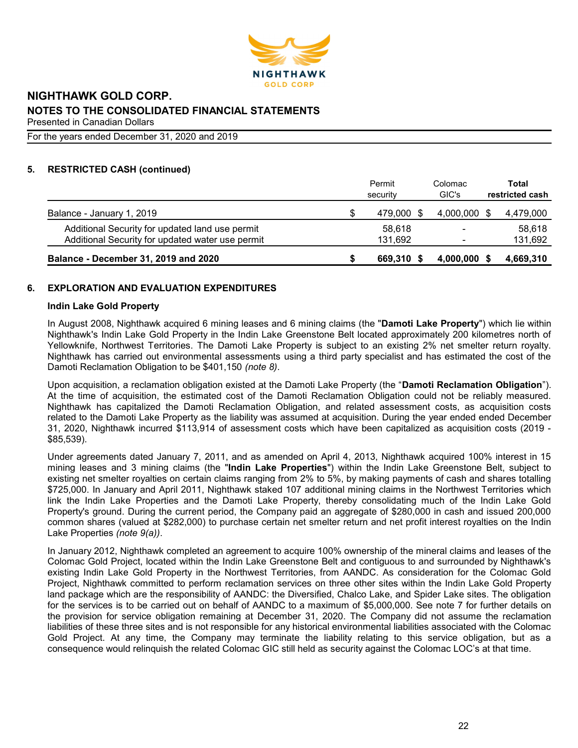## 5. RESTRICTED CASH (continued)

| | Permit security | Colomac GIC's | Total restricted cash |
|---|---|---|---|
| Balance - January 1, 2019 | $ 479,000 | $ 4,000,000 | $ 4,479,000 |
| Additional Security for updated land use permit | 58,618 | - | 58,618 |
| Additional Security for updated water use permit | 131,692 | - | 131,692 |
| **Balance - December 31, 2019 and 2020** | **$ 669,310** | **$ 4,000,000** | **$ 4,669,310** |

## 6. EXPLORATION AND EVALUATION EXPENDITURES

### Indin Lake Gold Property

In August 2008, Nighthawk acquired 6 mining leases and 6 mining claims (the "**Damoti Lake Property**") which lie within Nighthawk's Indin Lake Gold Property in the Indin Lake Greenstone Belt located approximately 200 kilometres north of Yellowknife, Northwest Territories. The Damoti Lake Property is subject to an existing 2% net smelter return royalty. Nighthawk has carried out environmental assessments using a third party specialist and has estimated the cost of the Damoti Reclamation Obligation to be $401,150 *(note 8)*.

Upon acquisition, a reclamation obligation existed at the Damoti Lake Property (the "**Damoti Reclamation Obligation**"). At the time of acquisition, the estimated cost of the Damoti Reclamation Obligation could not be reliably measured. Nighthawk has capitalized the Damoti Reclamation Obligation, and related assessment costs, as acquisition costs related to the Damoti Lake Property as the liability was assumed at acquisition. During the year ended ended December 31, 2020, Nighthawk incurred $113,914 of assessment costs which have been capitalized as acquisition costs (2019 - $85,539).

Under agreements dated January 7, 2011, and as amended on April 4, 2013, Nighthawk acquired 100% interest in 15 mining leases and 3 mining claims (the "**Indin Lake Properties**") within the Indin Lake Greenstone Belt, subject to existing net smelter royalties on certain claims ranging from 2% to 5%, by making payments of cash and shares totalling $725,000. In January and April 2011, Nighthawk staked 107 additional mining claims in the Northwest Territories which link the Indin Lake Properties and the Damoti Lake Property, thereby consolidating much of the Indin Lake Gold Property's ground. During the current period, the Company paid an aggregate of $280,000 in cash and issued 200,000 common shares (valued at $282,000) to purchase certain net smelter return and net profit interest royalties on the Indin Lake Properties *(note 9(a))*.

In January 2012, Nighthawk completed an agreement to acquire 100% ownership of the mineral claims and leases of the Colomac Gold Project, located within the Indin Lake Greenstone Belt and contiguous to and surrounded by Nighthawk's existing Indin Lake Gold Property in the Northwest Territories, from AANDC. As consideration for the Colomac Gold Project, Nighthawk committed to perform reclamation services on three other sites within the Indin Lake Gold Property land package which are the responsibility of AANDC: the Diversified, Chalco Lake, and Spider Lake sites. The obligation for the services is to be carried out on behalf of AANDC to a maximum of $5,000,000. See note 7 for further details on the provision for service obligation remaining at December 31, 2020. The Company did not assume the reclamation liabilities of these three sites and is not responsible for any historical environmental liabilities associated with the Colomac Gold Project. At any time, the Company may terminate the liability relating to this service obligation, but as a consequence would relinquish the related Colomac GIC still held as security against the Colomac LOC's at that time.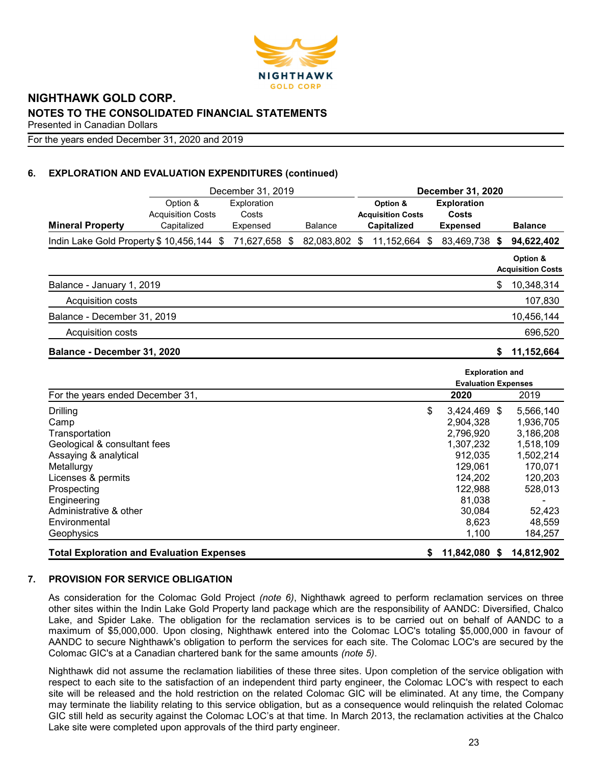## 6. EXPLORATION AND EVALUATION EXPENDITURES (continued)

| | December 31, 2019 | | | **December 31, 2020** | | |
|---|---|---|---|---|---|---|
| **Mineral Property** | Option & Acquisition Costs Capitalized | Exploration Costs Expensed | Balance | **Option & Acquisition Costs Capitalized** | **Exploration Costs Expensed** | **Balance** |
| Indin Lake Gold Property | $ 10,456,144 | $ 71,627,658 | $ 82,083,802 | $ 11,152,664 | $ 83,469,738 | **$ 94,622,402** |

| | **Option & Acquisition Costs** |
|---|---|
| Balance - January 1, 2019 | $ 10,348,314 |
| Acquisition costs | 107,830 |
| Balance - December 31, 2019 | 10,456,144 |
| Acquisition costs | 696,520 |
| **Balance - December 31, 2020** | **$ 11,152,664** |

| | **Exploration and Evaluation Expenses** | |
|---|---|---|
| For the years ended December 31, | **2020** | 2019 |
| Drilling | $ 3,424,469 | $ 5,566,140 |
| Camp | 2,904,328 | 1,936,705 |
| Transportation | 2,796,920 | 3,186,208 |
| Geological & consultant fees | 1,307,232 | 1,518,109 |
| Assaying & analytical | 912,035 | 1,502,214 |
| Metallurgy | 129,061 | 170,071 |
| Licenses & permits | 124,202 | 120,203 |
| Prospecting | 122,988 | 528,013 |
| Engineering | 81,038 | - |
| Administrative & other | 30,084 | 52,423 |
| Environmental | 8,623 | 48,559 |
| Geophysics | 1,100 | 184,257 |
| **Total Exploration and Evaluation Expenses** | **$ 11,842,080** | **$ 14,812,902** |

## 7. PROVISION FOR SERVICE OBLIGATION

As consideration for the Colomac Gold Project *(note 6)*, Nighthawk agreed to perform reclamation services on three other sites within the Indin Lake Gold Property land package which are the responsibility of AANDC: Diversified, Chalco Lake, and Spider Lake. The obligation for the reclamation services is to be carried out on behalf of AANDC to a maximum of $5,000,000. Upon closing, Nighthawk entered into the Colomac LOC's totaling $5,000,000 in favour of AANDC to secure Nighthawk's obligation to perform the services for each site. The Colomac LOC's are secured by the Colomac GIC's at a Canadian chartered bank for the same amounts *(note 5)*.

Nighthawk did not assume the reclamation liabilities of these three sites. Upon completion of the service obligation with respect to each site to the satisfaction of an independent third party engineer, the Colomac LOC's with respect to each site will be released and the hold restriction on the related Colomac GIC will be eliminated. At any time, the Company may terminate the liability relating to this service obligation, but as a consequence would relinquish the related Colomac GIC still held as security against the Colomac LOC's at that time. In March 2013, the reclamation activities at the Chalco Lake site were completed upon approvals of the third party engineer.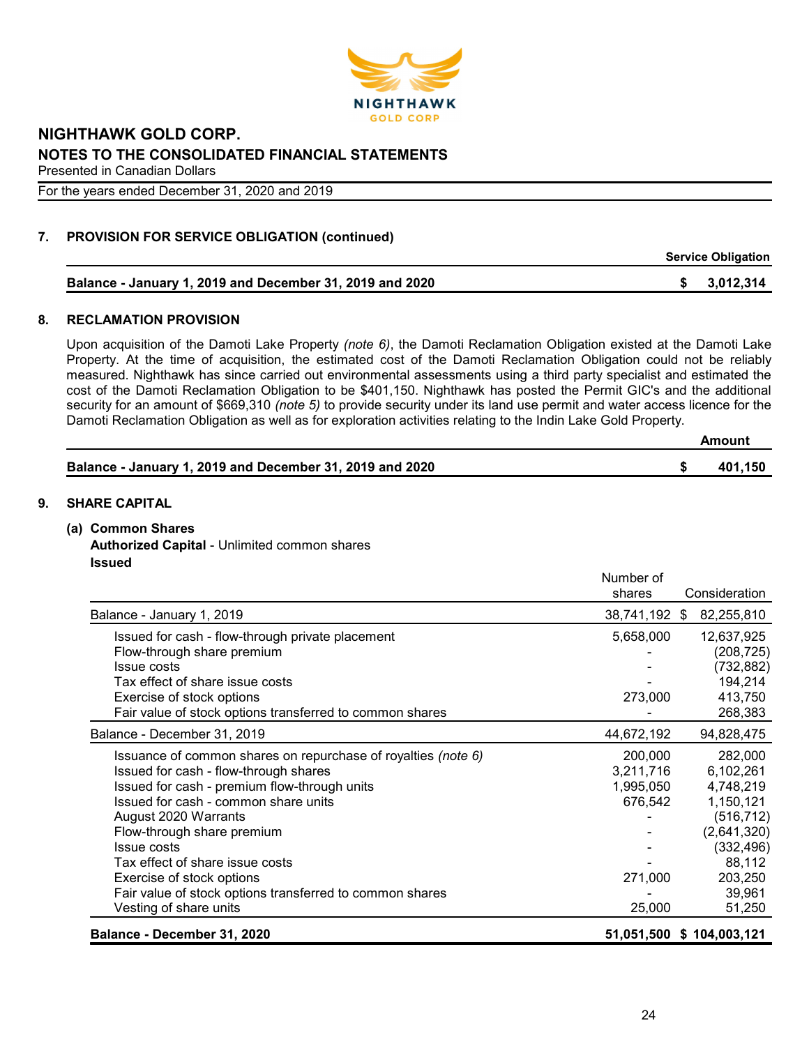## 7. PROVISION FOR SERVICE OBLIGATION (continued)

| | Service Obligation |
|---|---|
| **Balance - January 1, 2019 and December 31, 2019 and 2020** | **$ 3,012,314** |

## 8. RECLAMATION PROVISION

Upon acquisition of the Damoti Lake Property *(note 6)*, the Damoti Reclamation Obligation existed at the Damoti Lake Property. At the time of acquisition, the estimated cost of the Damoti Reclamation Obligation could not be reliably measured. Nighthawk has since carried out environmental assessments using a third party specialist and estimated the cost of the Damoti Reclamation Obligation to be $401,150. Nighthawk has posted the Permit GIC's and the additional security for an amount of $669,310 *(note 5)* to provide security under its land use permit and water access licence for the Damoti Reclamation Obligation as well as for exploration activities relating to the Indin Lake Gold Property.

| | Amount |
|---|---|
| **Balance - January 1, 2019 and December 31, 2019 and 2020** | **$ 401,150** |

## 9. SHARE CAPITAL

### (a) Common Shares

**Authorized Capital** - Unlimited common shares

**Issued**

| | Number of shares | Consideration |
|---|---|---|
| Balance - January 1, 2019 | 38,741,192 | $ 82,255,810 |
| Issued for cash - flow-through private placement | 5,658,000 | 12,637,925 |
| Flow-through share premium | - | (208,725) |
| Issue costs | - | (732,882) |
| Tax effect of share issue costs | - | 194,214 |
| Exercise of stock options | 273,000 | 413,750 |
| Fair value of stock options transferred to common shares | - | 268,383 |
| Balance - December 31, 2019 | 44,672,192 | 94,828,475 |
| Issuance of common shares on repurchase of royalties *(note 6)* | 200,000 | 282,000 |
| Issued for cash - flow-through shares | 3,211,716 | 6,102,261 |
| Issued for cash - premium flow-through units | 1,995,050 | 4,748,219 |
| Issued for cash - common share units | 676,542 | 1,150,121 |
| August 2020 Warrants | - | (516,712) |
| Flow-through share premium | - | (2,641,320) |
| Issue costs | - | (332,496) |
| Tax effect of share issue costs | - | 88,112 |
| Exercise of stock options | 271,000 | 203,250 |
| Fair value of stock options transferred to common shares | - | 39,961 |
| Vesting of share units | 25,000 | 51,250 |
| **Balance - December 31, 2020** | **51,051,500** | **$ 104,003,121** |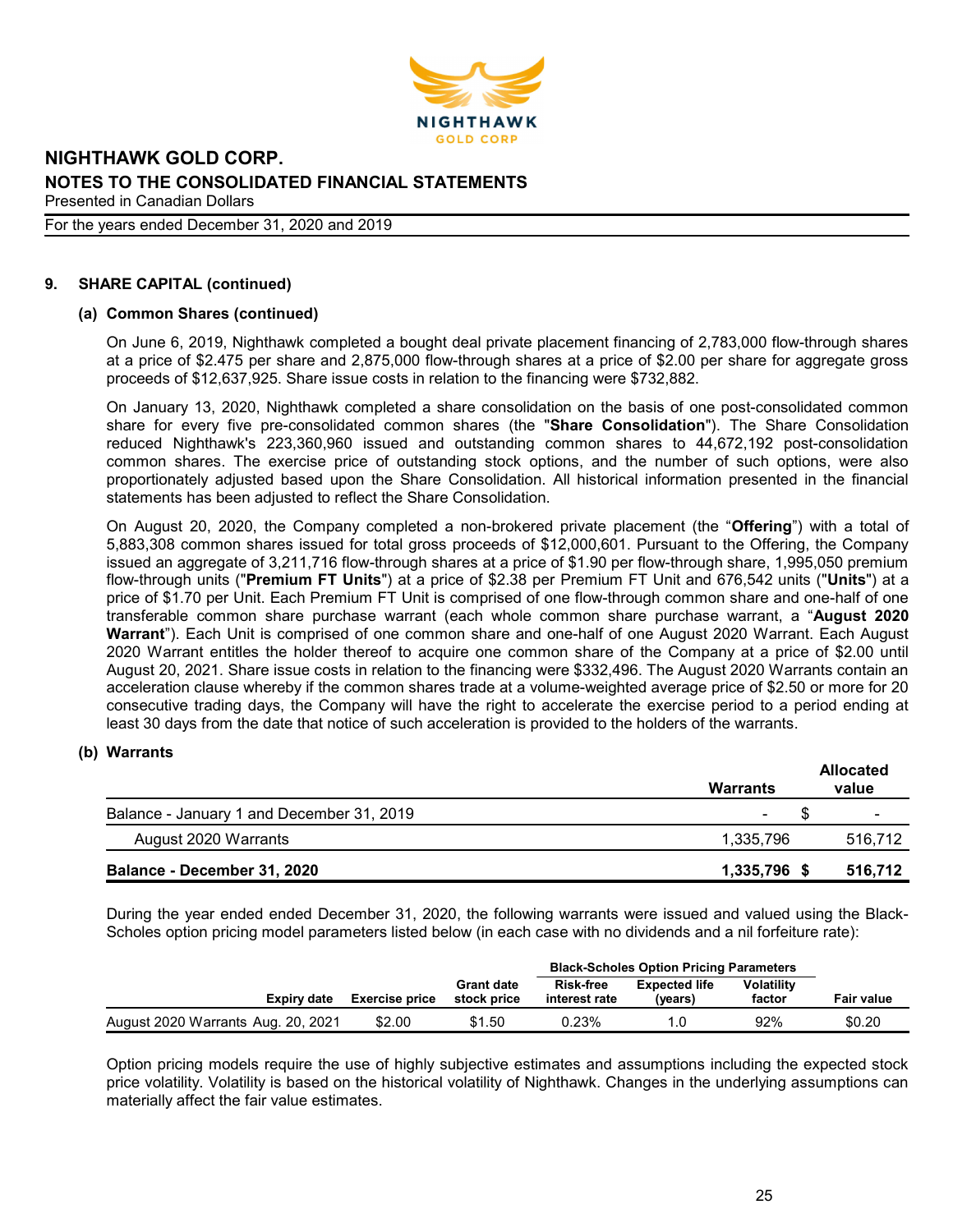## 9. SHARE CAPITAL (continued)

### (a) Common Shares (continued)

On June 6, 2019, Nighthawk completed a bought deal private placement financing of 2,783,000 flow-through shares at a price of $2.475 per share and 2,875,000 flow-through shares at a price of $2.00 per share for aggregate gross proceeds of $12,637,925. Share issue costs in relation to the financing were $732,882.

On January 13, 2020, Nighthawk completed a share consolidation on the basis of one post-consolidated common share for every five pre-consolidated common shares (the "**Share Consolidation**"). The Share Consolidation reduced Nighthawk's 223,360,960 issued and outstanding common shares to 44,672,192 post-consolidation common shares. The exercise price of outstanding stock options, and the number of such options, were also proportionately adjusted based upon the Share Consolidation. All historical information presented in the financial statements has been adjusted to reflect the Share Consolidation.

On August 20, 2020, the Company completed a non-brokered private placement (the "**Offering**") with a total of 5,883,308 common shares issued for total gross proceeds of $12,000,601. Pursuant to the Offering, the Company issued an aggregate of 3,211,716 flow-through shares at a price of $1.90 per flow-through share, 1,995,050 premium flow-through units ("**Premium FT Units**") at a price of $2.38 per Premium FT Unit and 676,542 units ("**Units**") at a price of $1.70 per Unit. Each Premium FT Unit is comprised of one flow-through common share and one-half of one transferable common share purchase warrant (each whole common share purchase warrant, a "**August 2020 Warrant**"). Each Unit is comprised of one common share and one-half of one August 2020 Warrant. Each August 2020 Warrant entitles the holder thereof to acquire one common share of the Company at a price of $2.00 until August 20, 2021. Share issue costs in relation to the financing were $332,496. The August 2020 Warrants contain an acceleration clause whereby if the common shares trade at a volume-weighted average price of $2.50 or more for 20 consecutive trading days, the Company will have the right to accelerate the exercise period to a period ending at least 30 days from the date that notice of such acceleration is provided to the holders of the warrants.

### (b) Warrants

| | Warrants | Allocated value |
|---|---|---|
| Balance - January 1 and December 31, 2019 | - | $ - |
| August 2020 Warrants | 1,335,796 | 516,712 |
| **Balance - December 31, 2020** | **1,335,796** | **$ 516,712** |

During the year ended ended December 31, 2020, the following warrants were issued and valued using the Black-Scholes option pricing model parameters listed below (in each case with no dividends and a nil forfeiture rate):

| | | | | Black-Scholes Option Pricing Parameters | | | |
|---|---|---|---|---|---|---|---|
| | Expiry date | Exercise price | Grant date stock price | Risk-free interest rate | Expected life (years) | Volatility factor | Fair value |
| August 2020 Warrants | Aug. 20, 2021 | $2.00 | $1.50 | 0.23% | 1.0 | 92% | $0.20 |

Option pricing models require the use of highly subjective estimates and assumptions including the expected stock price volatility. Volatility is based on the historical volatility of Nighthawk. Changes in the underlying assumptions can materially affect the fair value estimates.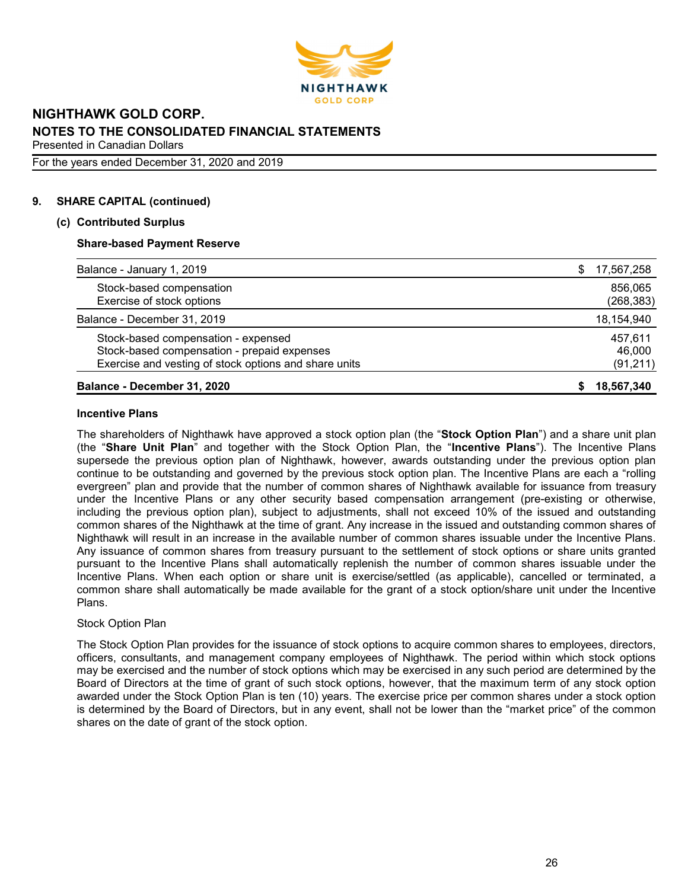## 9. SHARE CAPITAL (continued)

### (c) Contributed Surplus

**Share-based Payment Reserve**

| | |
|---|---|
| Balance - January 1, 2019 | $ 17,567,258 |
| Stock-based compensation | 856,065 |
| Exercise of stock options | (268,383) |
| Balance - December 31, 2019 | 18,154,940 |
| Stock-based compensation - expensed | 457,611 |
| Stock-based compensation - prepaid expenses | 46,000 |
| Exercise and vesting of stock options and share units | (91,211) |
| **Balance - December 31, 2020** | **$ 18,567,340** |

**Incentive Plans**

The shareholders of Nighthawk have approved a stock option plan (the "**Stock Option Plan**") and a share unit plan (the "**Share Unit Plan**" and together with the Stock Option Plan, the "**Incentive Plans**"). The Incentive Plans supersede the previous option plan of Nighthawk, however, awards outstanding under the previous option plan continue to be outstanding and governed by the previous stock option plan. The Incentive Plans are each a "rolling evergreen" plan and provide that the number of common shares of Nighthawk available for issuance from treasury under the Incentive Plans or any other security based compensation arrangement (pre-existing or otherwise, including the previous option plan), subject to adjustments, shall not exceed 10% of the issued and outstanding common shares of the Nighthawk at the time of grant. Any increase in the issued and outstanding common shares of Nighthawk will result in an increase in the available number of common shares issuable under the Incentive Plans. Any issuance of common shares from treasury pursuant to the settlement of stock options or share units granted pursuant to the Incentive Plans shall automatically replenish the number of common shares issuable under the Incentive Plans. When each option or share unit is exercise/settled (as applicable), cancelled or terminated, a common share shall automatically be made available for the grant of a stock option/share unit under the Incentive Plans.

Stock Option Plan

The Stock Option Plan provides for the issuance of stock options to acquire common shares to employees, directors, officers, consultants, and management company employees of Nighthawk. The period within which stock options may be exercised and the number of stock options which may be exercised in any such period are determined by the Board of Directors at the time of grant of such stock options, however, that the maximum term of any stock option awarded under the Stock Option Plan is ten (10) years. The exercise price per common shares under a stock option is determined by the Board of Directors, but in any event, shall not be lower than the "market price" of the common shares on the date of grant of the stock option.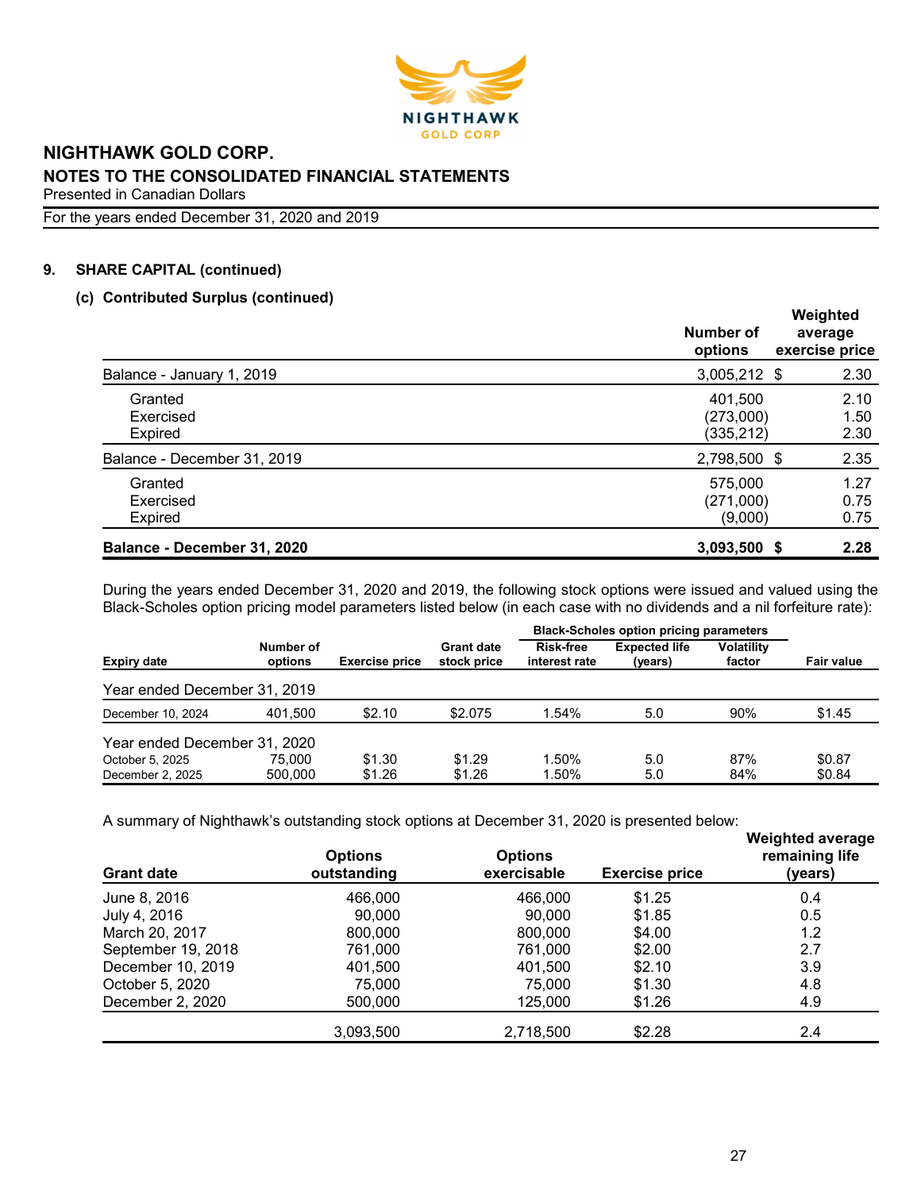# NIGHTHAWK GOLD CORP.

## NOTES TO THE CONSOLIDATED FINANCIAL STATEMENTS

Presented in Canadian Dollars

For the years ended December 31, 2020 and 2019

### 9. SHARE CAPITAL (continued)

#### (c) Contributed Surplus (continued)

| | Number of options | Weighted average exercise price |
|---|---|---|
| Balance - January 1, 2019 | 3,005,212 | $ 2.30 |
| Granted | 401,500 | 2.10 |
| Exercised | (273,000) | 1.50 |
| Expired | (335,212) | 2.30 |
| Balance - December 31, 2019 | 2,798,500 | $ 2.35 |
| Granted | 575,000 | 1.27 |
| Exercised | (271,000) | 0.75 |
| Expired | (9,000) | 0.75 |
| **Balance - December 31, 2020** | **3,093,500** | **$ 2.28** |

During the years ended December 31, 2020 and 2019, the following stock options were issued and valued using the Black-Scholes option pricing model parameters listed below (in each case with no dividends and a nil forfeiture rate):

| | | | | Black-Scholes option pricing parameters | | | |
|---|---|---|---|---|---|---|---|
| Expiry date | Number of options | Exercise price | Grant date stock price | Risk-free interest rate | Expected life (years) | Volatility factor | Fair value |
| Year ended December 31, 2019 | | | | | | | |
| December 10, 2024 | 401,500 | $2.10 | $2.075 | 1.54% | 5.0 | 90% | $1.45 |
| Year ended December 31, 2020 | | | | | | | |
| October 5, 2025 | 75,000 | $1.30 | $1.29 | 1.50% | 5.0 | 87% | $0.87 |
| December 2, 2025 | 500,000 | $1.26 | $1.26 | 1.50% | 5.0 | 84% | $0.84 |

A summary of Nighthawk's outstanding stock options at December 31, 2020 is presented below:

| Grant date | Options outstanding | Options exercisable | Exercise price | Weighted average remaining life (years) |
|---|---|---|---|---|
| June 8, 2016 | 466,000 | 466,000 | $1.25 | 0.4 |
| July 4, 2016 | 90,000 | 90,000 | $1.85 | 0.5 |
| March 20, 2017 | 800,000 | 800,000 | $4.00 | 1.2 |
| September 19, 2018 | 761,000 | 761,000 | $2.00 | 2.7 |
| December 10, 2019 | 401,500 | 401,500 | $2.10 | 3.9 |
| October 5, 2020 | 75,000 | 75,000 | $1.30 | 4.8 |
| December 2, 2020 | 500,000 | 125,000 | $1.26 | 4.9 |
| | 3,093,500 | 2,718,500 | $2.28 | 2.4 |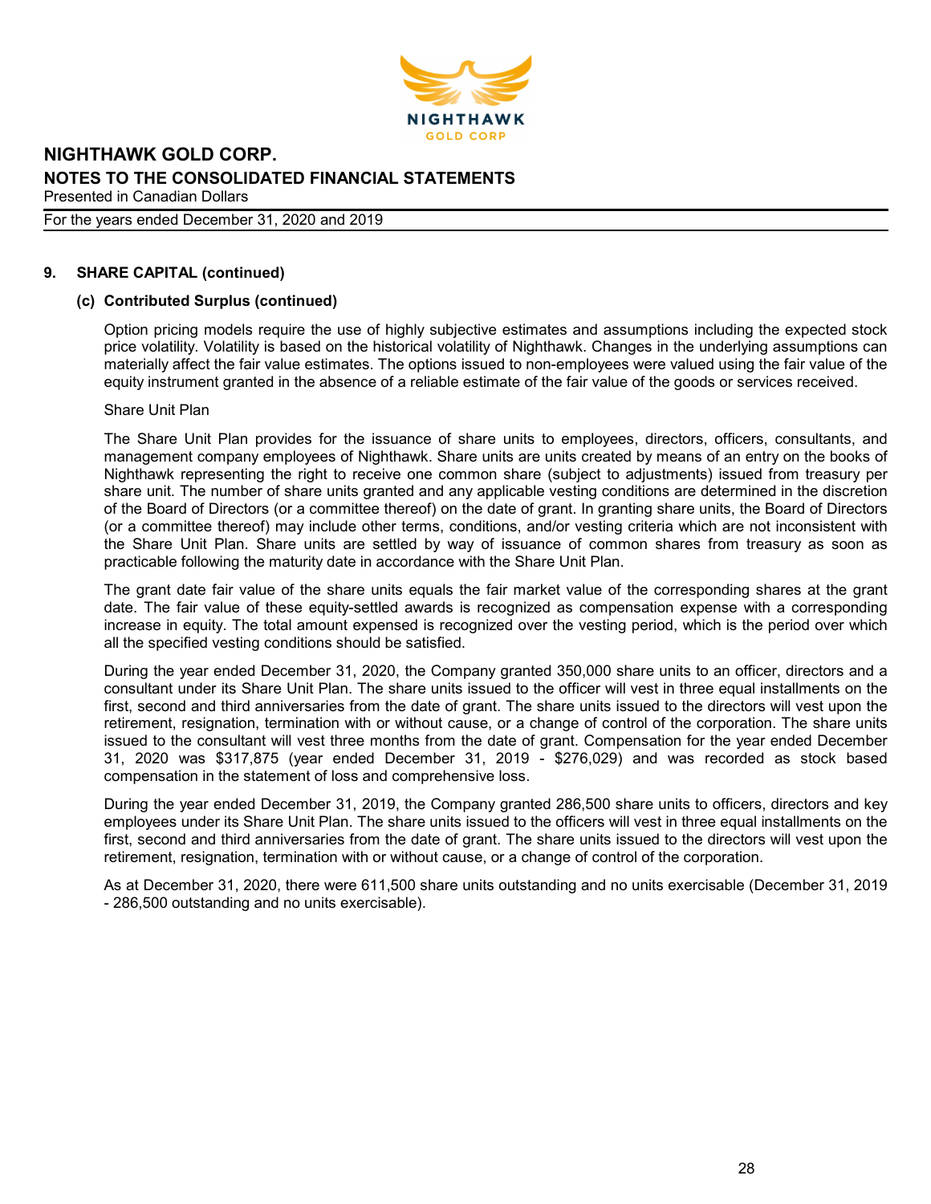## 9. SHARE CAPITAL (continued)

### (c) Contributed Surplus (continued)

Option pricing models require the use of highly subjective estimates and assumptions including the expected stock price volatility. Volatility is based on the historical volatility of Nighthawk. Changes in the underlying assumptions can materially affect the fair value estimates. The options issued to non-employees were valued using the fair value of the equity instrument granted in the absence of a reliable estimate of the fair value of the goods or services received.

Share Unit Plan

The Share Unit Plan provides for the issuance of share units to employees, directors, officers, consultants, and management company employees of Nighthawk. Share units are units created by means of an entry on the books of Nighthawk representing the right to receive one common share (subject to adjustments) issued from treasury per share unit. The number of share units granted and any applicable vesting conditions are determined in the discretion of the Board of Directors (or a committee thereof) on the date of grant. In granting share units, the Board of Directors (or a committee thereof) may include other terms, conditions, and/or vesting criteria which are not inconsistent with the Share Unit Plan. Share units are settled by way of issuance of common shares from treasury as soon as practicable following the maturity date in accordance with the Share Unit Plan.

The grant date fair value of the share units equals the fair market value of the corresponding shares at the grant date. The fair value of these equity-settled awards is recognized as compensation expense with a corresponding increase in equity. The total amount expensed is recognized over the vesting period, which is the period over which all the specified vesting conditions should be satisfied.

During the year ended December 31, 2020, the Company granted 350,000 share units to an officer, directors and a consultant under its Share Unit Plan. The share units issued to the officer will vest in three equal installments on the first, second and third anniversaries from the date of grant. The share units issued to the directors will vest upon the retirement, resignation, termination with or without cause, or a change of control of the corporation. The share units issued to the consultant will vest three months from the date of grant. Compensation for the year ended December 31, 2020 was $317,875 (year ended December 31, 2019 - $276,029) and was recorded as stock based compensation in the statement of loss and comprehensive loss.

During the year ended December 31, 2019, the Company granted 286,500 share units to officers, directors and key employees under its Share Unit Plan. The share units issued to the officers will vest in three equal installments on the first, second and third anniversaries from the date of grant. The share units issued to the directors will vest upon the retirement, resignation, termination with or without cause, or a change of control of the corporation.

As at December 31, 2020, there were 611,500 share units outstanding and no units exercisable (December 31, 2019 - 286,500 outstanding and no units exercisable).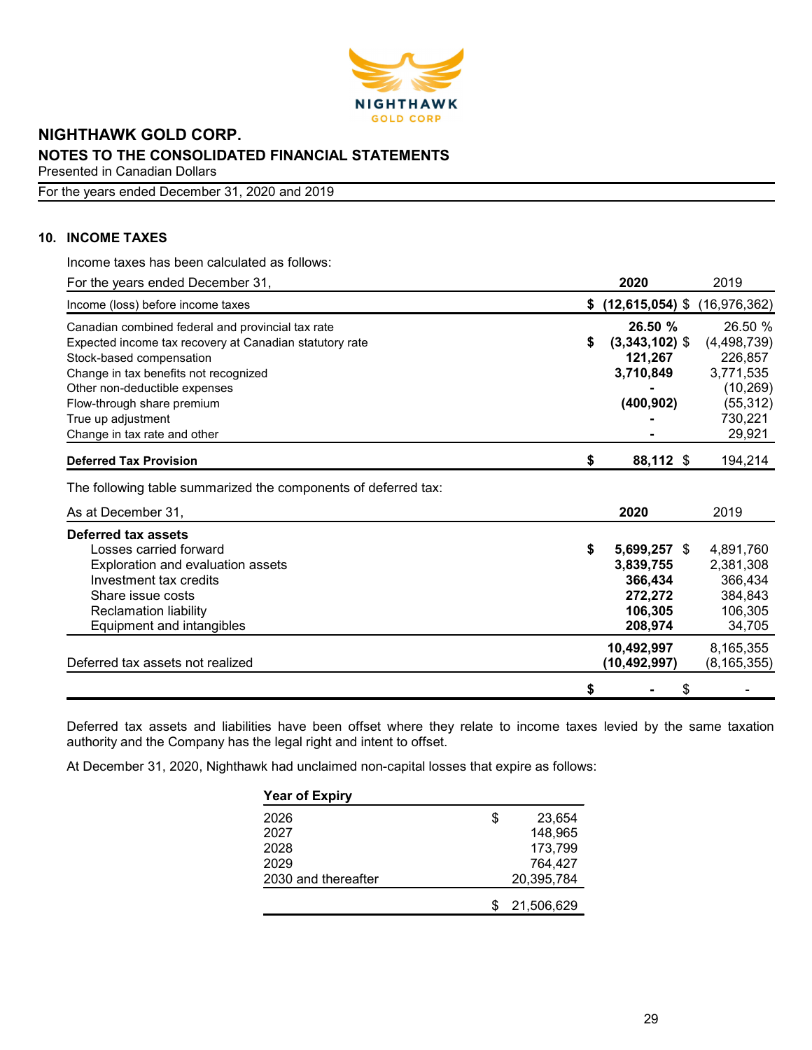NIGHTHAWK GOLD CORP.

NOTES TO THE CONSOLIDATED FINANCIAL STATEMENTS

Presented in Canadian Dollars

For the years ended December 31, 2020 and 2019

## 10. INCOME TAXES

Income taxes has been calculated as follows:

| For the years ended December 31, | **2020** | 2019 |
|---|---|---|
| Income (loss) before income taxes | **$ (12,615,054)** | $ (16,976,362) |
| Canadian combined federal and provincial tax rate | **26.50 %** | 26.50 % |
| Expected income tax recovery at Canadian statutory rate | **$ (3,343,102)** | $ (4,498,739) |
| Stock-based compensation | **121,267** | 226,857 |
| Change in tax benefits not recognized | **3,710,849** | 3,771,535 |
| Other non-deductible expenses | **-** | (10,269) |
| Flow-through share premium | **(400,902)** | (55,312) |
| True up adjustment | **-** | 730,221 |
| Change in tax rate and other | **-** | 29,921 |
| **Deferred Tax Provision** | **$ 88,112** | $ 194,214 |

The following table summarized the components of deferred tax:

| As at December 31, | **2020** | 2019 |
|---|---|---|
| **Deferred tax assets** | | |
| Losses carried forward | **$ 5,699,257** | $ 4,891,760 |
| Exploration and evaluation assets | **3,839,755** | 2,381,308 |
| Investment tax credits | **366,434** | 366,434 |
| Share issue costs | **272,272** | 384,843 |
| Reclamation liability | **106,305** | 106,305 |
| Equipment and intangibles | **208,974** | 34,705 |
| | **10,492,997** | 8,165,355 |
| Deferred tax assets not realized | **(10,492,997)** | (8,165,355) |
| | **$ -** | $ - |

Deferred tax assets and liabilities have been offset where they relate to income taxes levied by the same taxation authority and the Company has the legal right and intent to offset.

At December 31, 2020, Nighthawk had unclaimed non-capital losses that expire as follows:

| Year of Expiry | |
|---|---|
| 2026 | $ 23,654 |
| 2027 | 148,965 |
| 2028 | 173,799 |
| 2029 | 764,427 |
| 2030 and thereafter | 20,395,784 |
| | $ 21,506,629 |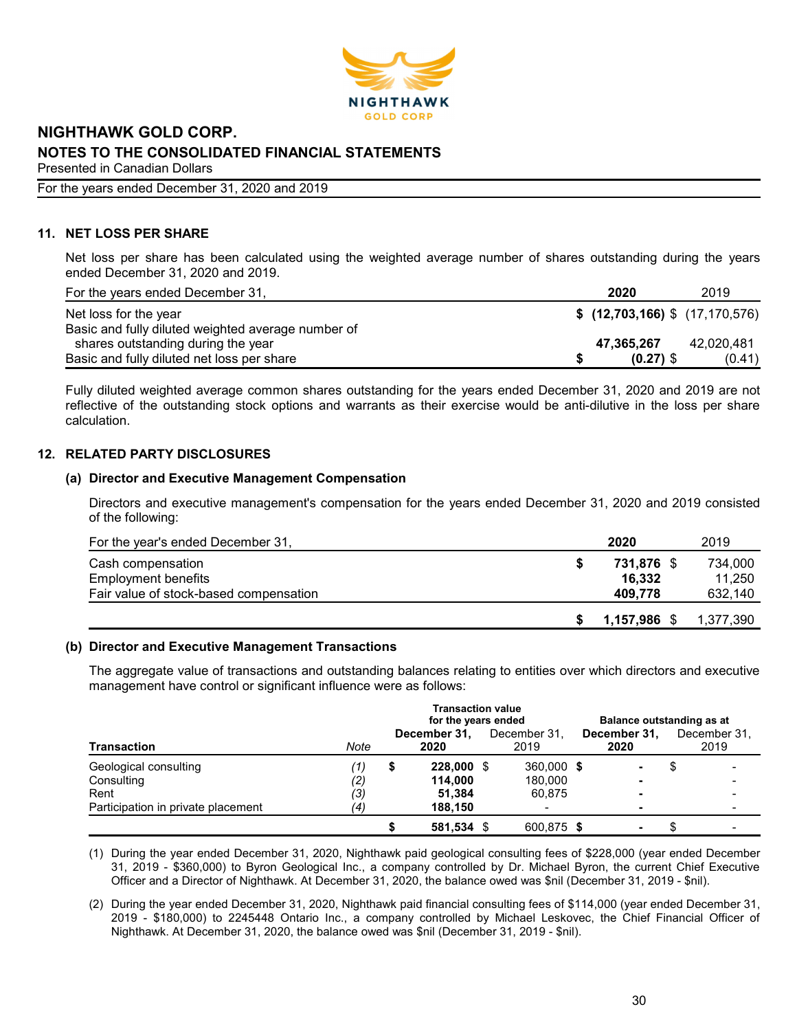## 11. NET LOSS PER SHARE

Net loss per share has been calculated using the weighted average number of shares outstanding during the years ended December 31, 2020 and 2019.

| For the years ended December 31, | 2020 | 2019 |
|---|---|---|
| Net loss for the year | $ (12,703,166) | $ (17,170,576) |
| Basic and fully diluted weighted average number of shares outstanding during the year | 47,365,267 | 42,020,481 |
| Basic and fully diluted net loss per share | $ (0.27) | $ (0.41) |

Fully diluted weighted average common shares outstanding for the years ended December 31, 2020 and 2019 are not reflective of the outstanding stock options and warrants as their exercise would be anti-dilutive in the loss per share calculation.

## 12. RELATED PARTY DISCLOSURES

### (a) Director and Executive Management Compensation

Directors and executive management's compensation for the years ended December 31, 2020 and 2019 consisted of the following:

| For the year's ended December 31, | 2020 | 2019 |
|---|---|---|
| Cash compensation | $ 731,876 | $ 734,000 |
| Employment benefits | 16,332 | 11,250 |
| Fair value of stock-based compensation | 409,778 | 632,140 |
| | $ 1,157,986 | $ 1,377,390 |

### (b) Director and Executive Management Transactions

The aggregate value of transactions and outstanding balances relating to entities over which directors and executive management have control or significant influence were as follows:

| | | Transaction value for the years ended | | Balance outstanding as at | |
|---|---|---|---|---|---|
| Transaction | Note | December 31, 2020 | December 31, 2019 | December 31, 2020 | December 31, 2019 |
| Geological consulting | (1) | $ 228,000 | $ 360,000 | $ - | $ - |
| Consulting | (2) | 114,000 | 180,000 | - | - |
| Rent | (3) | 51,384 | 60,875 | - | - |
| Participation in private placement | (4) | 188,150 | - | - | - |
| | | $ 581,534 | $ 600,875 | $ - | $ - |

(1) During the year ended December 31, 2020, Nighthawk paid geological consulting fees of $228,000 (year ended December 31, 2019 - $360,000) to Byron Geological Inc., a company controlled by Dr. Michael Byron, the current Chief Executive Officer and a Director of Nighthawk. At December 31, 2020, the balance owed was $nil (December 31, 2019 - $nil).

(2) During the year ended December 31, 2020, Nighthawk paid financial consulting fees of $114,000 (year ended December 31, 2019 - $180,000) to 2245448 Ontario Inc., a company controlled by Michael Leskovec, the Chief Financial Officer of Nighthawk. At December 31, 2020, the balance owed was $nil (December 31, 2019 - $nil).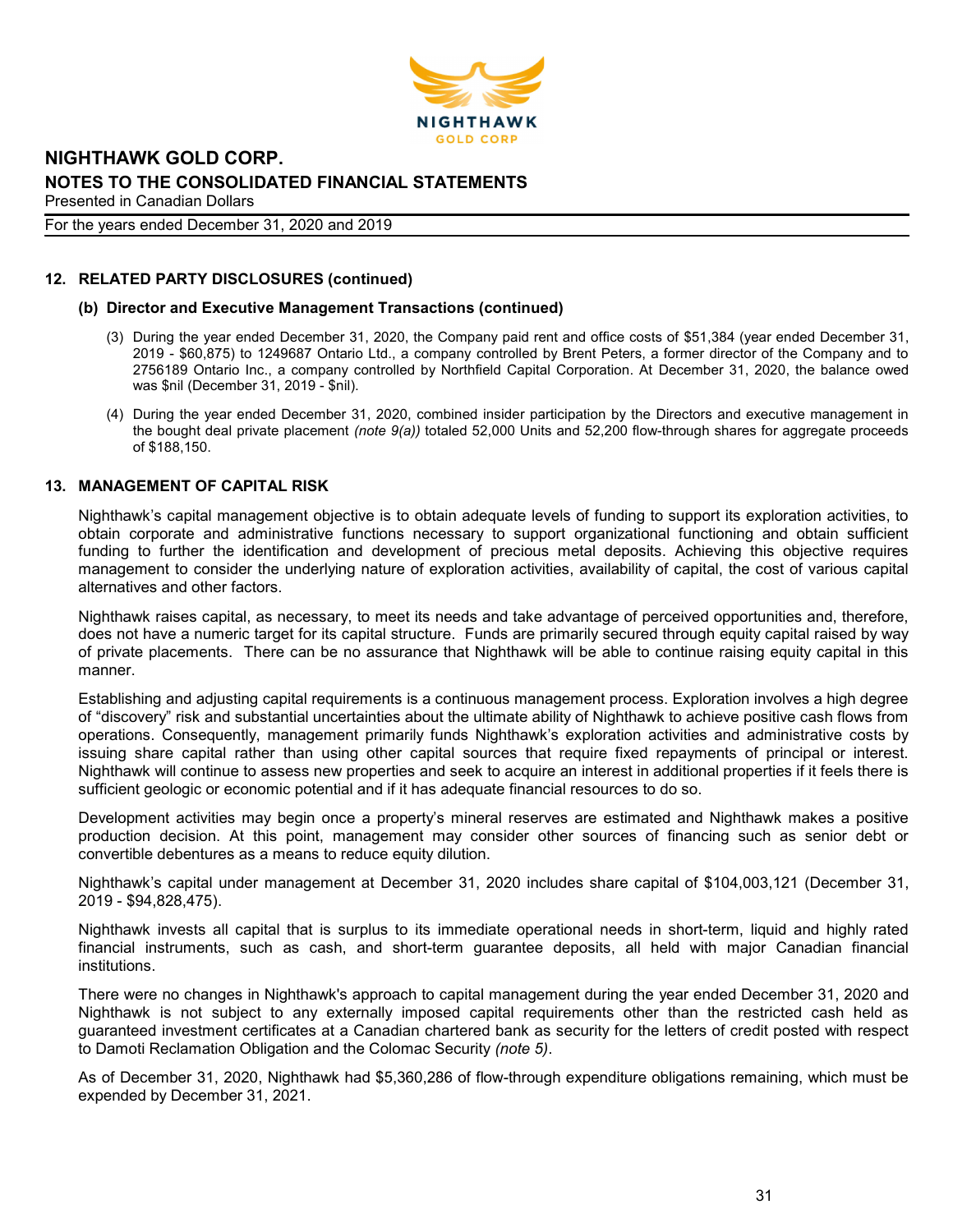## 12. RELATED PARTY DISCLOSURES (continued)

### (b) Director and Executive Management Transactions (continued)

(3) During the year ended December 31, 2020, the Company paid rent and office costs of $51,384 (year ended December 31, 2019 - $60,875) to 1249687 Ontario Ltd., a company controlled by Brent Peters, a former director of the Company and to 2756189 Ontario Inc., a company controlled by Northfield Capital Corporation. At December 31, 2020, the balance owed was $nil (December 31, 2019 - $nil).

(4) During the year ended December 31, 2020, combined insider participation by the Directors and executive management in the bought deal private placement *(note 9(a))* totaled 52,000 Units and 52,200 flow-through shares for aggregate proceeds of $188,150.

## 13. MANAGEMENT OF CAPITAL RISK

Nighthawk's capital management objective is to obtain adequate levels of funding to support its exploration activities, to obtain corporate and administrative functions necessary to support organizational functioning and obtain sufficient funding to further the identification and development of precious metal deposits. Achieving this objective requires management to consider the underlying nature of exploration activities, availability of capital, the cost of various capital alternatives and other factors.

Nighthawk raises capital, as necessary, to meet its needs and take advantage of perceived opportunities and, therefore, does not have a numeric target for its capital structure. Funds are primarily secured through equity capital raised by way of private placements. There can be no assurance that Nighthawk will be able to continue raising equity capital in this manner.

Establishing and adjusting capital requirements is a continuous management process. Exploration involves a high degree of "discovery" risk and substantial uncertainties about the ultimate ability of Nighthawk to achieve positive cash flows from operations. Consequently, management primarily funds Nighthawk's exploration activities and administrative costs by issuing share capital rather than using other capital sources that require fixed repayments of principal or interest. Nighthawk will continue to assess new properties and seek to acquire an interest in additional properties if it feels there is sufficient geologic or economic potential and if it has adequate financial resources to do so.

Development activities may begin once a property's mineral reserves are estimated and Nighthawk makes a positive production decision. At this point, management may consider other sources of financing such as senior debt or convertible debentures as a means to reduce equity dilution.

Nighthawk's capital under management at December 31, 2020 includes share capital of $104,003,121 (December 31, 2019 - $94,828,475).

Nighthawk invests all capital that is surplus to its immediate operational needs in short-term, liquid and highly rated financial instruments, such as cash, and short-term guarantee deposits, all held with major Canadian financial institutions.

There were no changes in Nighthawk's approach to capital management during the year ended December 31, 2020 and Nighthawk is not subject to any externally imposed capital requirements other than the restricted cash held as guaranteed investment certificates at a Canadian chartered bank as security for the letters of credit posted with respect to Damoti Reclamation Obligation and the Colomac Security *(note 5)*.

As of December 31, 2020, Nighthawk had $5,360,286 of flow-through expenditure obligations remaining, which must be expended by December 31, 2021.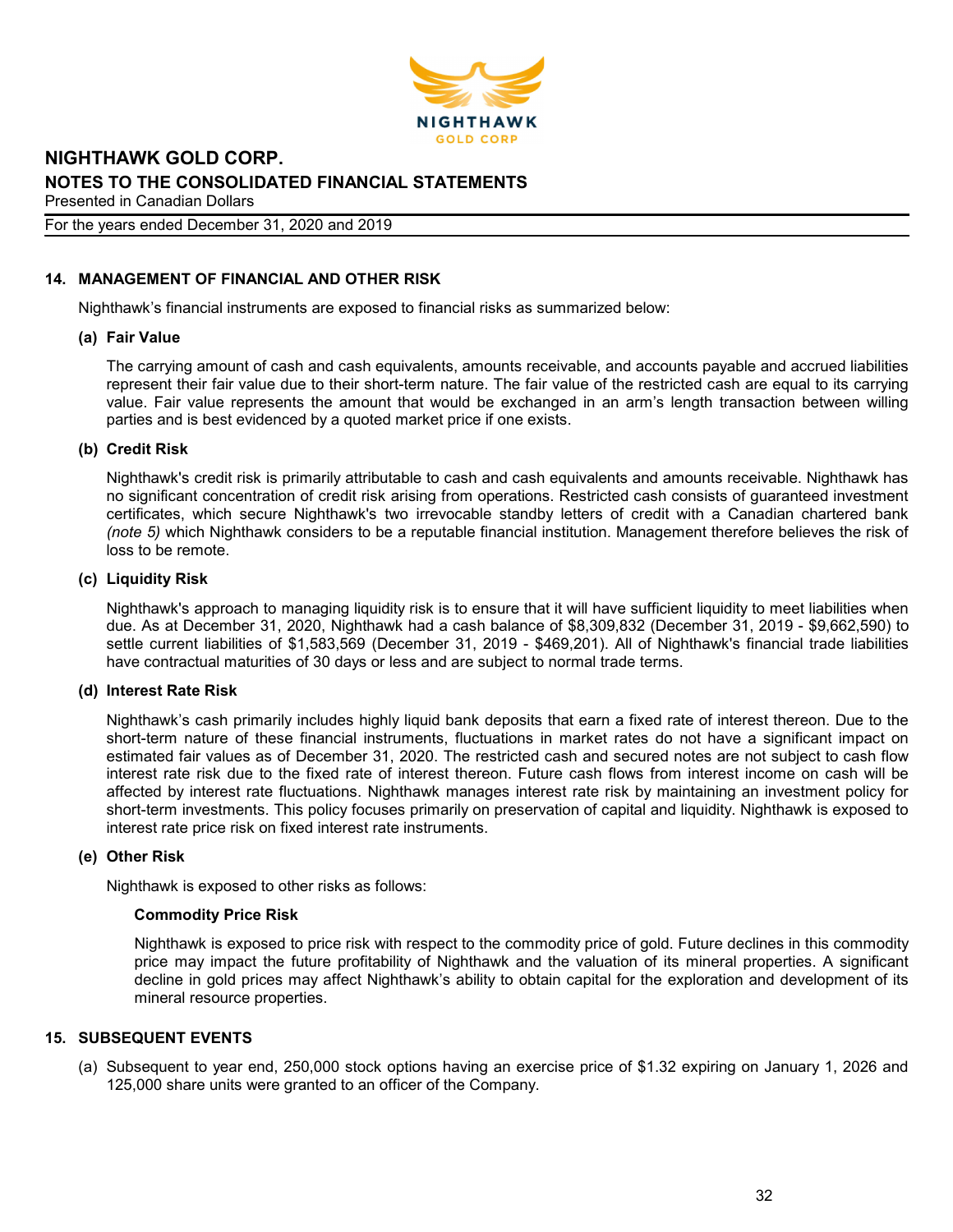## 14. MANAGEMENT OF FINANCIAL AND OTHER RISK

Nighthawk's financial instruments are exposed to financial risks as summarized below:

### (a) Fair Value

The carrying amount of cash and cash equivalents, amounts receivable, and accounts payable and accrued liabilities represent their fair value due to their short-term nature. The fair value of the restricted cash are equal to its carrying value. Fair value represents the amount that would be exchanged in an arm's length transaction between willing parties and is best evidenced by a quoted market price if one exists.

### (b) Credit Risk

Nighthawk's credit risk is primarily attributable to cash and cash equivalents and amounts receivable. Nighthawk has no significant concentration of credit risk arising from operations. Restricted cash consists of guaranteed investment certificates, which secure Nighthawk's two irrevocable standby letters of credit with a Canadian chartered bank *(note 5)* which Nighthawk considers to be a reputable financial institution. Management therefore believes the risk of loss to be remote.

### (c) Liquidity Risk

Nighthawk's approach to managing liquidity risk is to ensure that it will have sufficient liquidity to meet liabilities when due. As at December 31, 2020, Nighthawk had a cash balance of $8,309,832 (December 31, 2019 - $9,662,590) to settle current liabilities of $1,583,569 (December 31, 2019 - $469,201). All of Nighthawk's financial trade liabilities have contractual maturities of 30 days or less and are subject to normal trade terms.

### (d) Interest Rate Risk

Nighthawk's cash primarily includes highly liquid bank deposits that earn a fixed rate of interest thereon. Due to the short-term nature of these financial instruments, fluctuations in market rates do not have a significant impact on estimated fair values as of December 31, 2020. The restricted cash and secured notes are not subject to cash flow interest rate risk due to the fixed rate of interest thereon. Future cash flows from interest income on cash will be affected by interest rate fluctuations. Nighthawk manages interest rate risk by maintaining an investment policy for short-term investments. This policy focuses primarily on preservation of capital and liquidity. Nighthawk is exposed to interest rate price risk on fixed interest rate instruments.

### (e) Other Risk

Nighthawk is exposed to other risks as follows:

**Commodity Price Risk**

Nighthawk is exposed to price risk with respect to the commodity price of gold. Future declines in this commodity price may impact the future profitability of Nighthawk and the valuation of its mineral properties. A significant decline in gold prices may affect Nighthawk's ability to obtain capital for the exploration and development of its mineral resource properties.

## 15. SUBSEQUENT EVENTS

(a) Subsequent to year end, 250,000 stock options having an exercise price of $1.32 expiring on January 1, 2026 and 125,000 share units were granted to an officer of the Company.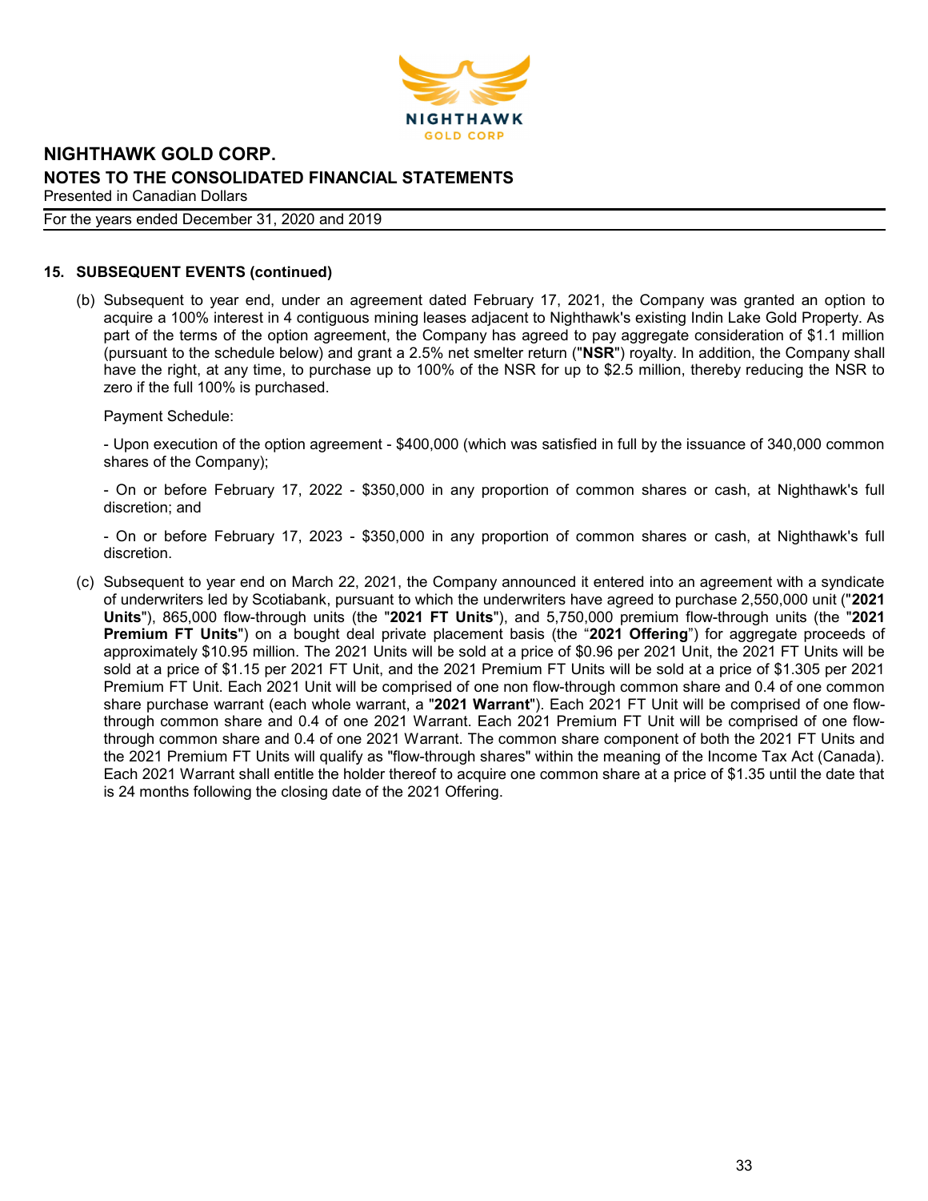## 15. SUBSEQUENT EVENTS (continued)

(b) Subsequent to year end, under an agreement dated February 17, 2021, the Company was granted an option to acquire a 100% interest in 4 contiguous mining leases adjacent to Nighthawk's existing Indin Lake Gold Property. As part of the terms of the option agreement, the Company has agreed to pay aggregate consideration of $1.1 million (pursuant to the schedule below) and grant a 2.5% net smelter return ("**NSR**") royalty. In addition, the Company shall have the right, at any time, to purchase up to 100% of the NSR for up to $2.5 million, thereby reducing the NSR to zero if the full 100% is purchased.

Payment Schedule:

- Upon execution of the option agreement - $400,000 (which was satisfied in full by the issuance of 340,000 common shares of the Company);

- On or before February 17, 2022 - $350,000 in any proportion of common shares or cash, at Nighthawk's full discretion; and

- On or before February 17, 2023 - $350,000 in any proportion of common shares or cash, at Nighthawk's full discretion.

(c) Subsequent to year end on March 22, 2021, the Company announced it entered into an agreement with a syndicate of underwriters led by Scotiabank, pursuant to which the underwriters have agreed to purchase 2,550,000 unit ("**2021 Units**"), 865,000 flow-through units (the "**2021 FT Units**"), and 5,750,000 premium flow-through units (the "**2021 Premium FT Units**") on a bought deal private placement basis (the "**2021 Offering**") for aggregate proceeds of approximately $10.95 million. The 2021 Units will be sold at a price of $0.96 per 2021 Unit, the 2021 FT Units will be sold at a price of $1.15 per 2021 FT Unit, and the 2021 Premium FT Units will be sold at a price of $1.305 per 2021 Premium FT Unit. Each 2021 Unit will be comprised of one non flow-through common share and 0.4 of one common share purchase warrant (each whole warrant, a "**2021 Warrant**"). Each 2021 FT Unit will be comprised of one flow-through common share and 0.4 of one 2021 Warrant. Each 2021 Premium FT Unit will be comprised of one flow-through common share and 0.4 of one 2021 Warrant. The common share component of both the 2021 FT Units and the 2021 Premium FT Units will qualify as "flow-through shares" within the meaning of the Income Tax Act (Canada). Each 2021 Warrant shall entitle the holder thereof to acquire one common share at a price of $1.35 until the date that is 24 months following the closing date of the 2021 Offering.